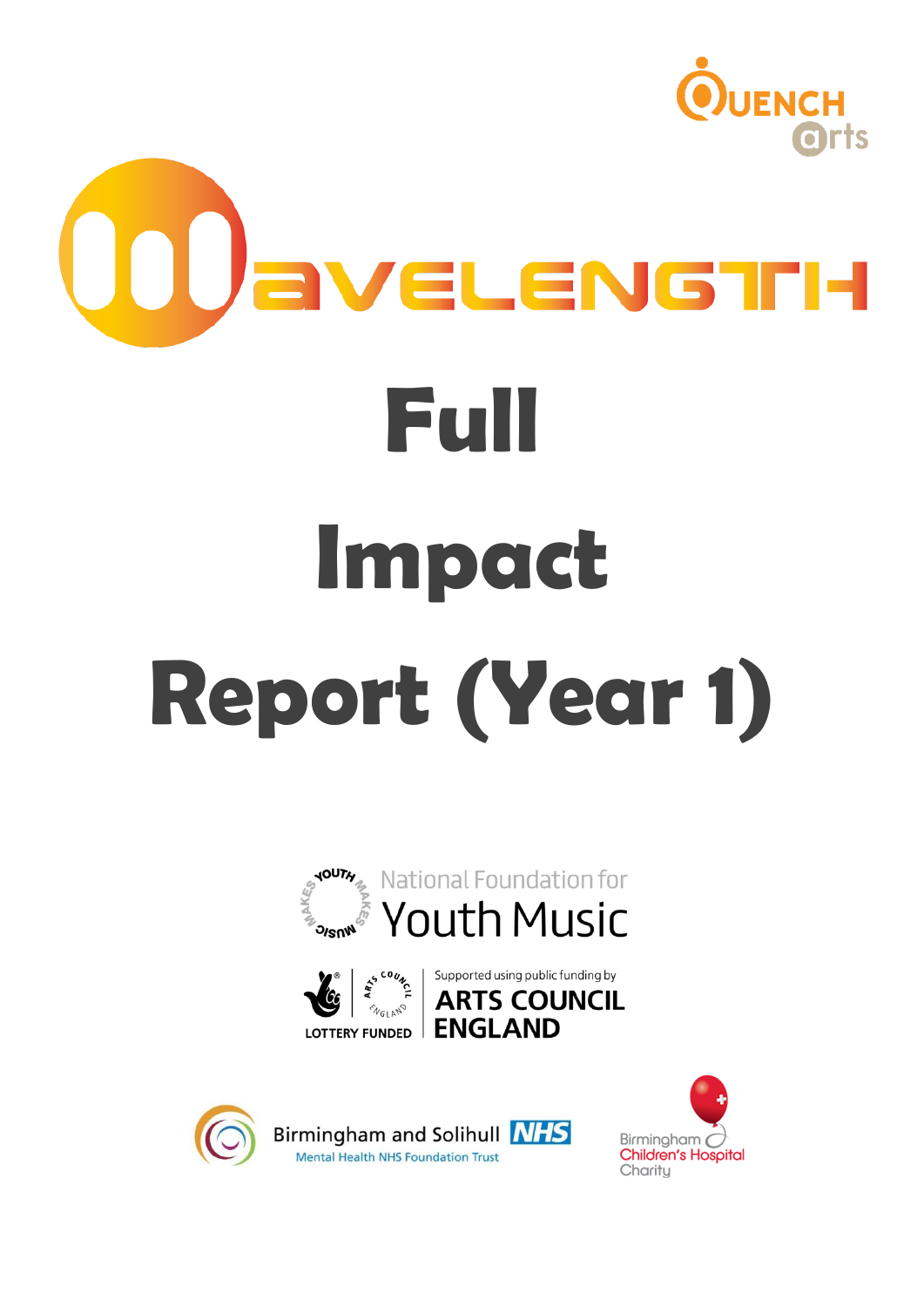Quench Arts

# Wavelength

# Full Impact Report (Year 1)

National Foundation for Youth Music

Lottery Funded | Supported using public funding by Arts Council England

Birmingham and Solihull NHS Mental Health NHS Foundation Trust

Birmingham Children's Hospital Charity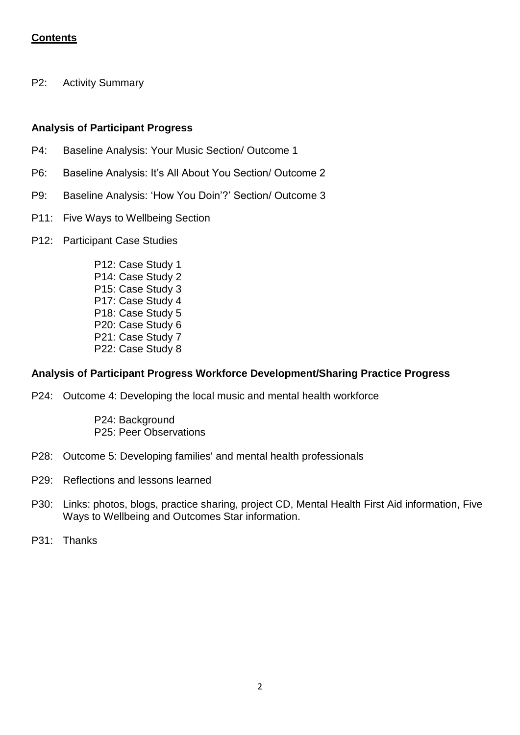## **Contents**

P2: Activity Summary

### Analysis of Participant Progress

P4: Baseline Analysis: Your Music Section/ Outcome 1

P6: Baseline Analysis: It's All About You Section/ Outcome 2

P9: Baseline Analysis: 'How You Doin'?' Section/ Outcome 3

P11: Five Ways to Wellbeing Section

P12: Participant Case Studies

- P12: Case Study 1
- P14: Case Study 2
- P15: Case Study 3
- P17: Case Study 4
- P18: Case Study 5
- P20: Case Study 6
- P21: Case Study 7
- P22: Case Study 8

### Analysis of Participant Progress Workforce Development/Sharing Practice Progress

P24: Outcome 4: Developing the local music and mental health workforce

- P24: Background
- P25: Peer Observations

P28: Outcome 5: Developing families' and mental health professionals

P29: Reflections and lessons learned

P30: Links: photos, blogs, practice sharing, project CD, Mental Health First Aid information, Five Ways to Wellbeing and Outcomes Star information.

P31: Thanks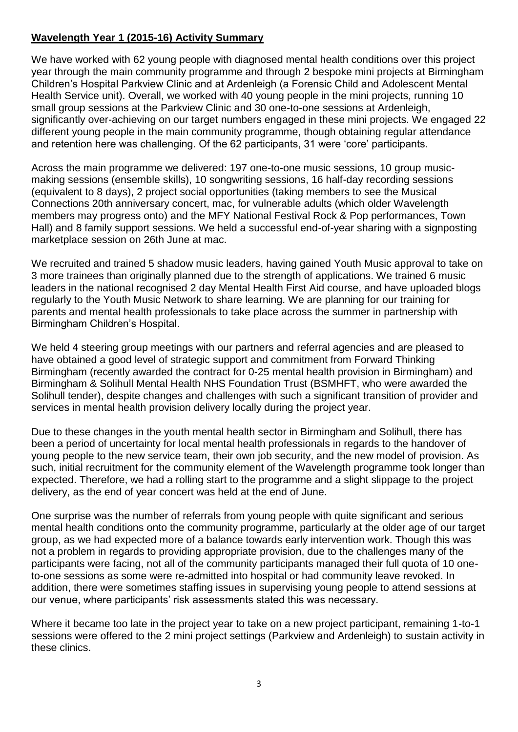## Wavelength Year 1 (2015-16) Activity Summary

We have worked with 62 young people with diagnosed mental health conditions over this project year through the main community programme and through 2 bespoke mini projects at Birmingham Children's Hospital Parkview Clinic and at Ardenleigh (a Forensic Child and Adolescent Mental Health Service unit). Overall, we worked with 40 young people in the mini projects, running 10 small group sessions at the Parkview Clinic and 30 one-to-one sessions at Ardenleigh, significantly over-achieving on our target numbers engaged in these mini projects. We engaged 22 different young people in the main community programme, though obtaining regular attendance and retention here was challenging. Of the 62 participants, 31 were 'core' participants.

Across the main programme we delivered: 197 one-to-one music sessions, 10 group music-making sessions (ensemble skills), 10 songwriting sessions, 16 half-day recording sessions (equivalent to 8 days), 2 project social opportunities (taking members to see the Musical Connections 20th anniversary concert, mac, for vulnerable adults (which older Wavelength members may progress onto) and the MFY National Festival Rock & Pop performances, Town Hall) and 8 family support sessions. We held a successful end-of-year sharing with a signposting marketplace session on 26th June at mac.

We recruited and trained 5 shadow music leaders, having gained Youth Music approval to take on 3 more trainees than originally planned due to the strength of applications. We trained 6 music leaders in the national recognised 2 day Mental Health First Aid course, and have uploaded blogs regularly to the Youth Music Network to share learning. We are planning for our training for parents and mental health professionals to take place across the summer in partnership with Birmingham Children's Hospital.

We held 4 steering group meetings with our partners and referral agencies and are pleased to have obtained a good level of strategic support and commitment from Forward Thinking Birmingham (recently awarded the contract for 0-25 mental health provision in Birmingham) and Birmingham & Solihull Mental Health NHS Foundation Trust (BSMHFT, who were awarded the Solihull tender), despite changes and challenges with such a significant transition of provider and services in mental health provision delivery locally during the project year.

Due to these changes in the youth mental health sector in Birmingham and Solihull, there has been a period of uncertainty for local mental health professionals in regards to the handover of young people to the new service team, their own job security, and the new model of provision. As such, initial recruitment for the community element of the Wavelength programme took longer than expected. Therefore, we had a rolling start to the programme and a slight slippage to the project delivery, as the end of year concert was held at the end of June.

One surprise was the number of referrals from young people with quite significant and serious mental health conditions onto the community programme, particularly at the older age of our target group, as we had expected more of a balance towards early intervention work. Though this was not a problem in regards to providing appropriate provision, due to the challenges many of the participants were facing, not all of the community participants managed their full quota of 10 one-to-one sessions as some were re-admitted into hospital or had community leave revoked. In addition, there were sometimes staffing issues in supervising young people to attend sessions at our venue, where participants' risk assessments stated this was necessary.

Where it became too late in the project year to take on a new project participant, remaining 1-to-1 sessions were offered to the 2 mini project settings (Parkview and Ardenleigh) to sustain activity in these clinics.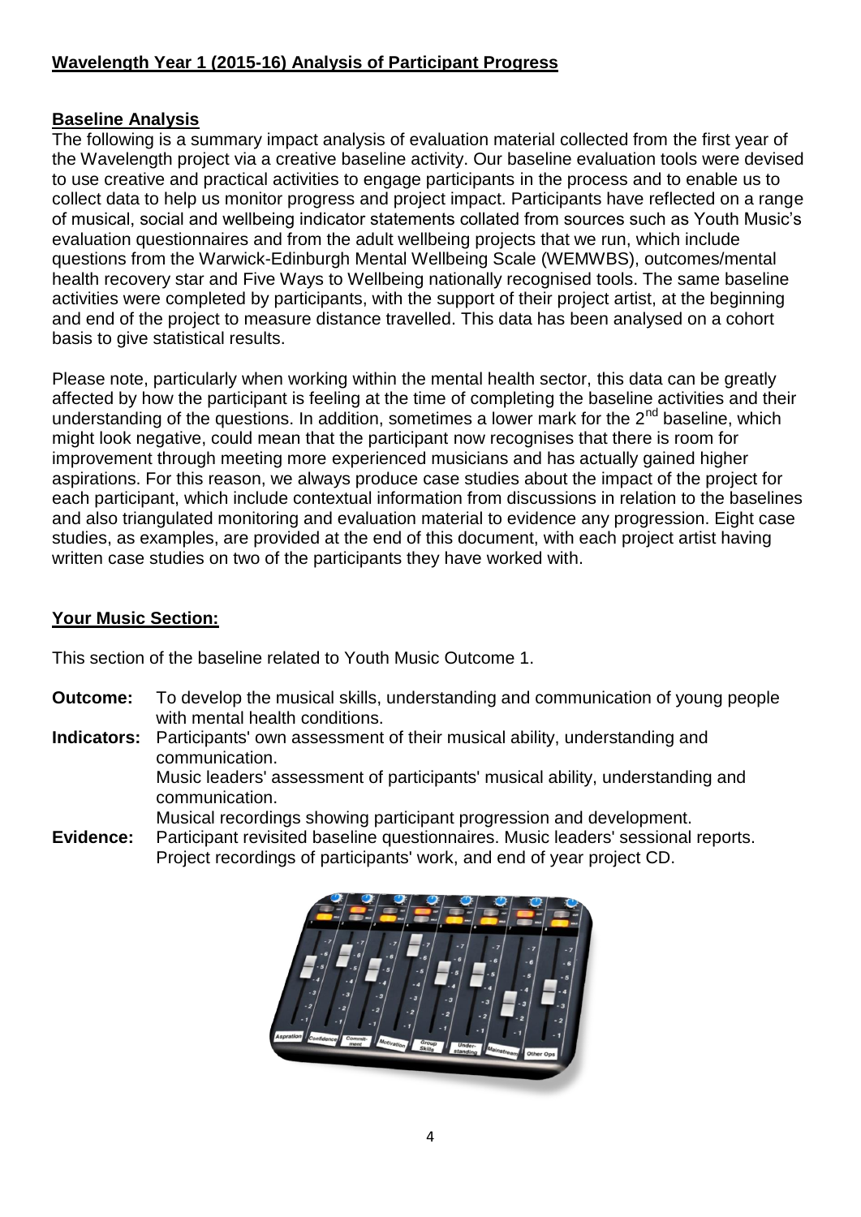## Wavelength Year 1 (2015-16) Analysis of Participant Progress

### Baseline Analysis

The following is a summary impact analysis of evaluation material collected from the first year of the Wavelength project via a creative baseline activity. Our baseline evaluation tools were devised to use creative and practical activities to engage participants in the process and to enable us to collect data to help us monitor progress and project impact. Participants have reflected on a range of musical, social and wellbeing indicator statements collated from sources such as Youth Music's evaluation questionnaires and from the adult wellbeing projects that we run, which include questions from the Warwick-Edinburgh Mental Wellbeing Scale (WEMWBS), outcomes/mental health recovery star and Five Ways to Wellbeing nationally recognised tools. The same baseline activities were completed by participants, with the support of their project artist, at the beginning and end of the project to measure distance travelled. This data has been analysed on a cohort basis to give statistical results.

Please note, particularly when working within the mental health sector, this data can be greatly affected by how the participant is feeling at the time of completing the baseline activities and their understanding of the questions. In addition, sometimes a lower mark for the 2nd baseline, which might look negative, could mean that the participant now recognises that there is room for improvement through meeting more experienced musicians and has actually gained higher aspirations. For this reason, we always produce case studies about the impact of the project for each participant, which include contextual information from discussions in relation to the baselines and also triangulated monitoring and evaluation material to evidence any progression. Eight case studies, as examples, are provided at the end of this document, with each project artist having written case studies on two of the participants they have worked with.

### Your Music Section:

This section of the baseline related to Youth Music Outcome 1.

**Outcome:** To develop the musical skills, understanding and communication of young people with mental health conditions.

**Indicators:** Participants' own assessment of their musical ability, understanding and communication.
Music leaders' assessment of participants' musical ability, understanding and communication.
Musical recordings showing participant progression and development.

**Evidence:** Participant revisited baseline questionnaires. Music leaders' sessional reports. Project recordings of participants' work, and end of year project CD.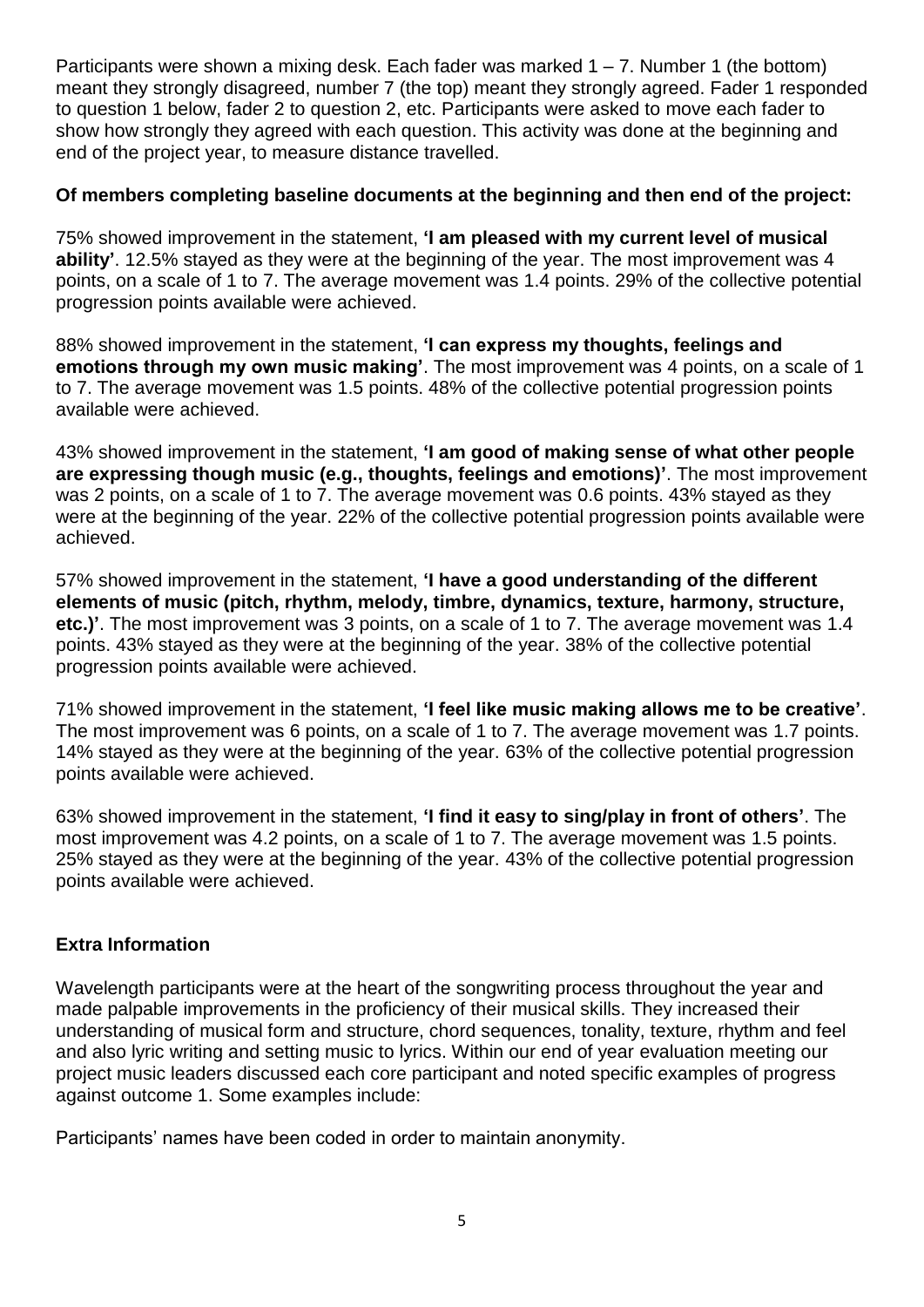Participants were shown a mixing desk. Each fader was marked 1 – 7. Number 1 (the bottom) meant they strongly disagreed, number 7 (the top) meant they strongly agreed. Fader 1 responded to question 1 below, fader 2 to question 2, etc. Participants were asked to move each fader to show how strongly they agreed with each question. This activity was done at the beginning and end of the project year, to measure distance travelled.

**Of members completing baseline documents at the beginning and then end of the project:**

75% showed improvement in the statement, **'I am pleased with my current level of musical ability'**. 12.5% stayed as they were at the beginning of the year. The most improvement was 4 points, on a scale of 1 to 7. The average movement was 1.4 points. 29% of the collective potential progression points available were achieved.

88% showed improvement in the statement, **'I can express my thoughts, feelings and emotions through my own music making'**. The most improvement was 4 points, on a scale of 1 to 7. The average movement was 1.5 points. 48% of the collective potential progression points available were achieved.

43% showed improvement in the statement, **'I am good of making sense of what other people are expressing though music (e.g., thoughts, feelings and emotions)'**. The most improvement was 2 points, on a scale of 1 to 7. The average movement was 0.6 points. 43% stayed as they were at the beginning of the year. 22% of the collective potential progression points available were achieved.

57% showed improvement in the statement, **'I have a good understanding of the different elements of music (pitch, rhythm, melody, timbre, dynamics, texture, harmony, structure, etc.)'**. The most improvement was 3 points, on a scale of 1 to 7. The average movement was 1.4 points. 43% stayed as they were at the beginning of the year. 38% of the collective potential progression points available were achieved.

71% showed improvement in the statement, **'I feel like music making allows me to be creative'**. The most improvement was 6 points, on a scale of 1 to 7. The average movement was 1.7 points. 14% stayed as they were at the beginning of the year. 63% of the collective potential progression points available were achieved.

63% showed improvement in the statement, **'I find it easy to sing/play in front of others'**. The most improvement was 4.2 points, on a scale of 1 to 7. The average movement was 1.5 points. 25% stayed as they were at the beginning of the year. 43% of the collective potential progression points available were achieved.

**Extra Information**

Wavelength participants were at the heart of the songwriting process throughout the year and made palpable improvements in the proficiency of their musical skills. They increased their understanding of musical form and structure, chord sequences, tonality, texture, rhythm and feel and also lyric writing and setting music to lyrics. Within our end of year evaluation meeting our project music leaders discussed each core participant and noted specific examples of progress against outcome 1. Some examples include:

Participants' names have been coded in order to maintain anonymity.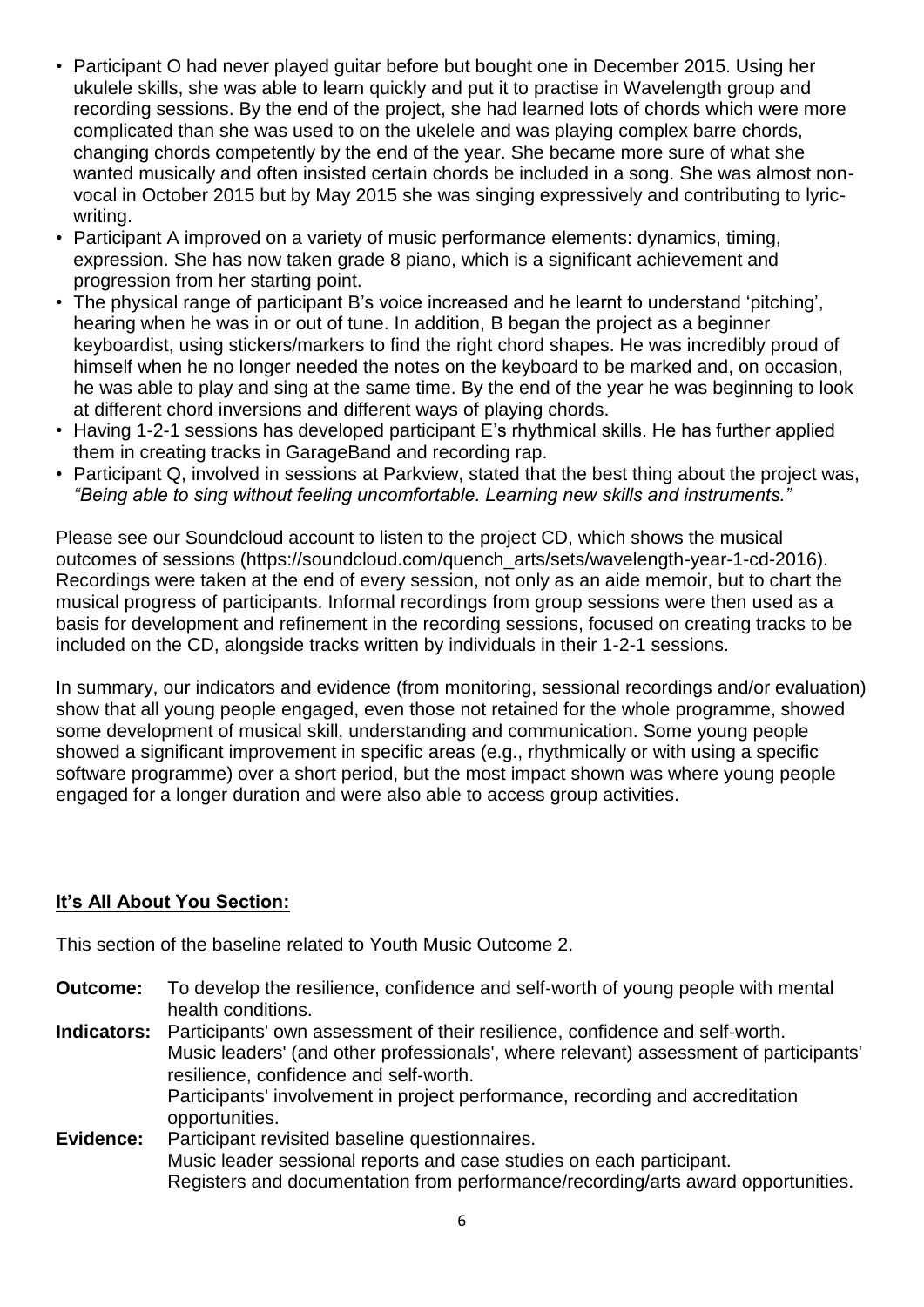- Participant O had never played guitar before but bought one in December 2015. Using her ukulele skills, she was able to learn quickly and put it to practise in Wavelength group and recording sessions. By the end of the project, she had learned lots of chords which were more complicated than she was used to on the ukelele and was playing complex barre chords, changing chords competently by the end of the year. She became more sure of what she wanted musically and often insisted certain chords be included in a song. She was almost non-vocal in October 2015 but by May 2015 she was singing expressively and contributing to lyric-writing.
- Participant A improved on a variety of music performance elements: dynamics, timing, expression. She has now taken grade 8 piano, which is a significant achievement and progression from her starting point.
- The physical range of participant B's voice increased and he learnt to understand 'pitching', hearing when he was in or out of tune. In addition, B began the project as a beginner keyboardist, using stickers/markers to find the right chord shapes. He was incredibly proud of himself when he no longer needed the notes on the keyboard to be marked and, on occasion, he was able to play and sing at the same time. By the end of the year he was beginning to look at different chord inversions and different ways of playing chords.
- Having 1-2-1 sessions has developed participant E's rhythmical skills. He has further applied them in creating tracks in GarageBand and recording rap.
- Participant Q, involved in sessions at Parkview, stated that the best thing about the project was, *"Being able to sing without feeling uncomfortable. Learning new skills and instruments."*

Please see our Soundcloud account to listen to the project CD, which shows the musical outcomes of sessions (https://soundcloud.com/quench_arts/sets/wavelength-year-1-cd-2016). Recordings were taken at the end of every session, not only as an aide memoir, but to chart the musical progress of participants. Informal recordings from group sessions were then used as a basis for development and refinement in the recording sessions, focused on creating tracks to be included on the CD, alongside tracks written by individuals in their 1-2-1 sessions.

In summary, our indicators and evidence (from monitoring, sessional recordings and/or evaluation) show that all young people engaged, even those not retained for the whole programme, showed some development of musical skill, understanding and communication. Some young people showed a significant improvement in specific areas (e.g., rhythmically or with using a specific software programme) over a short period, but the most impact shown was where young people engaged for a longer duration and were also able to access group activities.

## It's All About You Section:

This section of the baseline related to Youth Music Outcome 2.

**Outcome:** To develop the resilience, confidence and self-worth of young people with mental health conditions.

**Indicators:** Participants' own assessment of their resilience, confidence and self-worth.
Music leaders' (and other professionals', where relevant) assessment of participants' resilience, confidence and self-worth.
Participants' involvement in project performance, recording and accreditation opportunities.

**Evidence:** Participant revisited baseline questionnaires.
Music leader sessional reports and case studies on each participant.
Registers and documentation from performance/recording/arts award opportunities.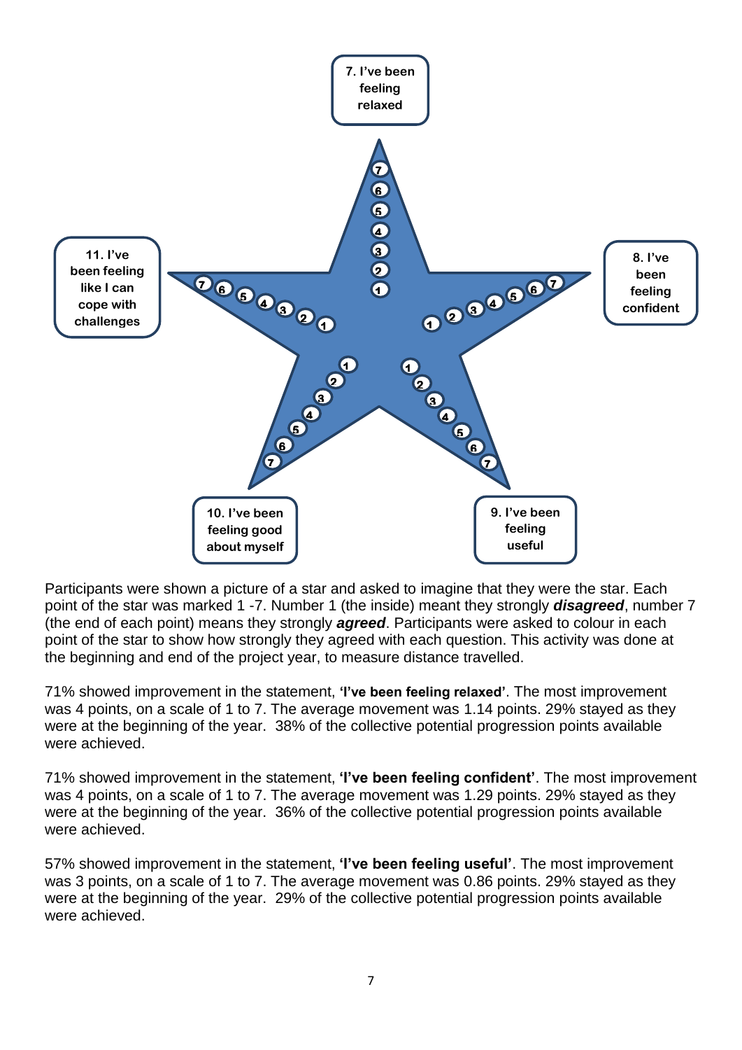7. I've been feeling relaxed

8. I've been feeling confident

9. I've been feeling useful

10. I've been feeling good about myself

11. I've been feeling like I can cope with challenges

Participants were shown a picture of a star and asked to imagine that they were the star. Each point of the star was marked 1 -7. Number 1 (the inside) meant they strongly ***disagreed***, number 7 (the end of each point) means they strongly ***agreed***. Participants were asked to colour in each point of the star to show how strongly they agreed with each question. This activity was done at the beginning and end of the project year, to measure distance travelled.

71% showed improvement in the statement, **'I've been feeling relaxed'**. The most improvement was 4 points, on a scale of 1 to 7. The average movement was 1.14 points. 29% stayed as they were at the beginning of the year. 38% of the collective potential progression points available were achieved.

71% showed improvement in the statement, **'I've been feeling confident'**. The most improvement was 4 points, on a scale of 1 to 7. The average movement was 1.29 points. 29% stayed as they were at the beginning of the year. 36% of the collective potential progression points available were achieved.

57% showed improvement in the statement, **'I've been feeling useful'**. The most improvement was 3 points, on a scale of 1 to 7. The average movement was 0.86 points. 29% stayed as they were at the beginning of the year. 29% of the collective potential progression points available were achieved.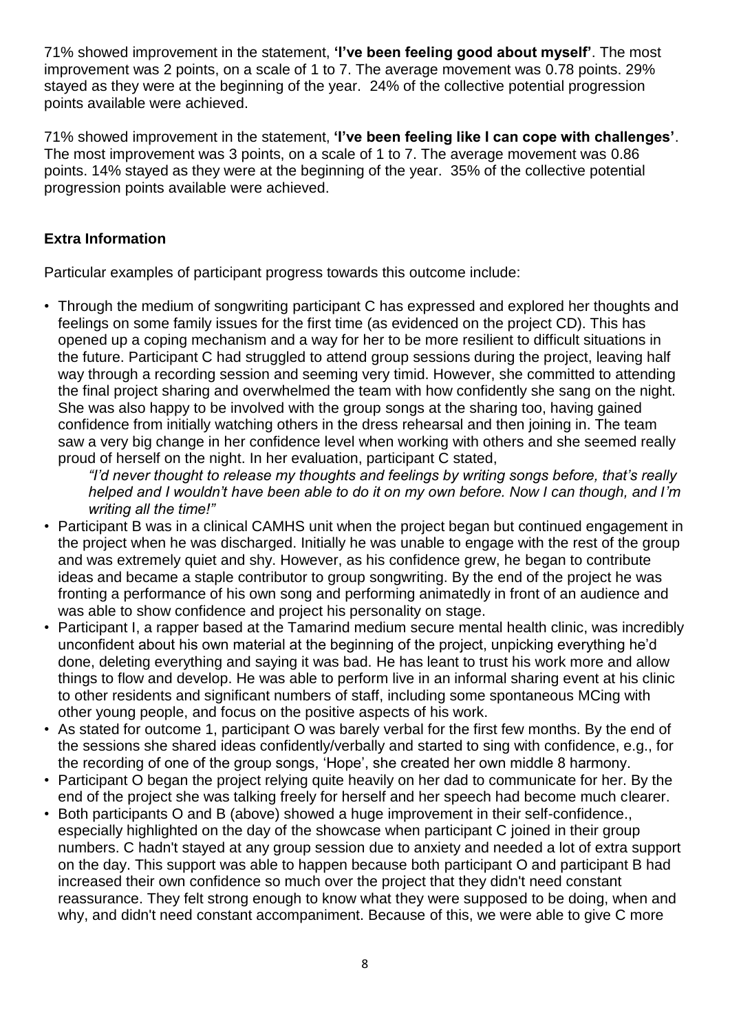71% showed improvement in the statement, **'I've been feeling good about myself'**. The most improvement was 2 points, on a scale of 1 to 7. The average movement was 0.78 points. 29% stayed as they were at the beginning of the year. 24% of the collective potential progression points available were achieved.

71% showed improvement in the statement, **'I've been feeling like I can cope with challenges'**. The most improvement was 3 points, on a scale of 1 to 7. The average movement was 0.86 points. 14% stayed as they were at the beginning of the year. 35% of the collective potential progression points available were achieved.

### Extra Information

Particular examples of participant progress towards this outcome include:

- Through the medium of songwriting participant C has expressed and explored her thoughts and feelings on some family issues for the first time (as evidenced on the project CD). This has opened up a coping mechanism and a way for her to be more resilient to difficult situations in the future. Participant C had struggled to attend group sessions during the project, leaving half way through a recording session and seeming very timid. However, she committed to attending the final project sharing and overwhelmed the team with how confidently she sang on the night. She was also happy to be involved with the group songs at the sharing too, having gained confidence from initially watching others in the dress rehearsal and then joining in. The team saw a very big change in her confidence level when working with others and she seemed really proud of herself on the night. In her evaluation, participant C stated,

  *"I'd never thought to release my thoughts and feelings by writing songs before, that's really helped and I wouldn't have been able to do it on my own before. Now I can though, and I'm writing all the time!"*
- Participant B was in a clinical CAMHS unit when the project began but continued engagement in the project when he was discharged. Initially he was unable to engage with the rest of the group and was extremely quiet and shy. However, as his confidence grew, he began to contribute ideas and became a staple contributor to group songwriting. By the end of the project he was fronting a performance of his own song and performing animatedly in front of an audience and was able to show confidence and project his personality on stage.
- Participant I, a rapper based at the Tamarind medium secure mental health clinic, was incredibly unconfident about his own material at the beginning of the project, unpicking everything he'd done, deleting everything and saying it was bad. He has leant to trust his work more and allow things to flow and develop. He was able to perform live in an informal sharing event at his clinic to other residents and significant numbers of staff, including some spontaneous MCing with other young people, and focus on the positive aspects of his work.
- As stated for outcome 1, participant O was barely verbal for the first few months. By the end of the sessions she shared ideas confidently/verbally and started to sing with confidence, e.g., for the recording of one of the group songs, 'Hope', she created her own middle 8 harmony.
- Participant O began the project relying quite heavily on her dad to communicate for her. By the end of the project she was talking freely for herself and her speech had become much clearer.
- Both participants O and B (above) showed a huge improvement in their self-confidence., especially highlighted on the day of the showcase when participant C joined in their group numbers. C hadn't stayed at any group session due to anxiety and needed a lot of extra support on the day. This support was able to happen because both participant O and participant B had increased their own confidence so much over the project that they didn't need constant reassurance. They felt strong enough to know what they were supposed to be doing, when and why, and didn't need constant accompaniment. Because of this, we were able to give C more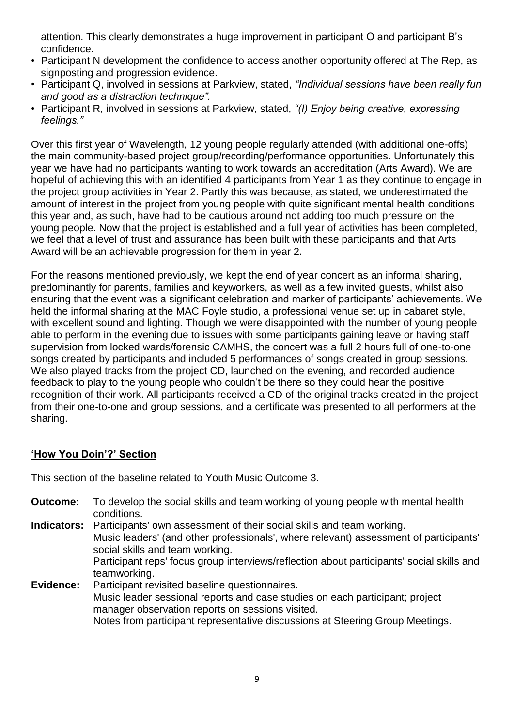attention. This clearly demonstrates a huge improvement in participant O and participant B's confidence.

- Participant N development the confidence to access another opportunity offered at The Rep, as signposting and progression evidence.
- Participant Q, involved in sessions at Parkview, stated, *"Individual sessions have been really fun and good as a distraction technique".*
- Participant R, involved in sessions at Parkview, stated, *"(I) Enjoy being creative, expressing feelings."*

Over this first year of Wavelength, 12 young people regularly attended (with additional one-offs) the main community-based project group/recording/performance opportunities. Unfortunately this year we have had no participants wanting to work towards an accreditation (Arts Award). We are hopeful of achieving this with an identified 4 participants from Year 1 as they continue to engage in the project group activities in Year 2. Partly this was because, as stated, we underestimated the amount of interest in the project from young people with quite significant mental health conditions this year and, as such, have had to be cautious around not adding too much pressure on the young people. Now that the project is established and a full year of activities has been completed, we feel that a level of trust and assurance has been built with these participants and that Arts Award will be an achievable progression for them in year 2.

For the reasons mentioned previously, we kept the end of year concert as an informal sharing, predominantly for parents, families and keyworkers, as well as a few invited guests, whilst also ensuring that the event was a significant celebration and marker of participants' achievements. We held the informal sharing at the MAC Foyle studio, a professional venue set up in cabaret style, with excellent sound and lighting. Though we were disappointed with the number of young people able to perform in the evening due to issues with some participants gaining leave or having staff supervision from locked wards/forensic CAMHS, the concert was a full 2 hours full of one-to-one songs created by participants and included 5 performances of songs created in group sessions. We also played tracks from the project CD, launched on the evening, and recorded audience feedback to play to the young people who couldn't be there so they could hear the positive recognition of their work. All participants received a CD of the original tracks created in the project from their one-to-one and group sessions, and a certificate was presented to all performers at the sharing.

## 'How You Doin'?' Section

This section of the baseline related to Youth Music Outcome 3.

**Outcome:** To develop the social skills and team working of young people with mental health conditions.

**Indicators:** Participants' own assessment of their social skills and team working.
Music leaders' (and other professionals', where relevant) assessment of participants' social skills and team working.
Participant reps' focus group interviews/reflection about participants' social skills and teamworking.

**Evidence:** Participant revisited baseline questionnaires.
Music leader sessional reports and case studies on each participant; project manager observation reports on sessions visited.
Notes from participant representative discussions at Steering Group Meetings.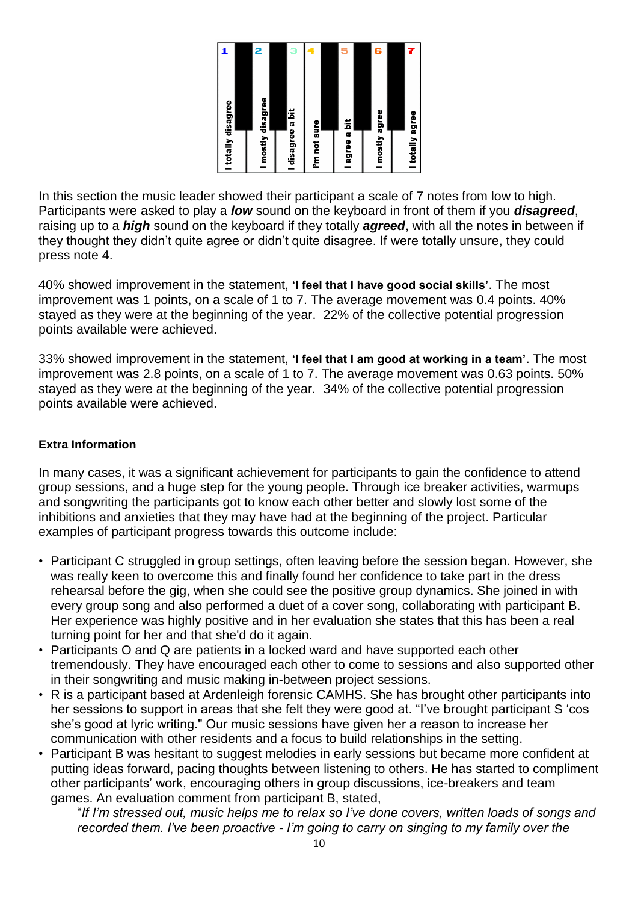| 1 | 2 | 3 | 4 | 5 | 6 | 7 |
|---|---|---|---|---|---|---|
| I totally disagree | I mostly disagree | I disagree a bit | I'm not sure | I agree a bit | I mostly agree | I totally agree |

In this section the music leader showed their participant a scale of 7 notes from low to high. Participants were asked to play a ***low*** sound on the keyboard in front of them if you ***disagreed***, raising up to a ***high*** sound on the keyboard if they totally ***agreed***, with all the notes in between if they thought they didn't quite agree or didn't quite disagree. If were totally unsure, they could press note 4.

40% showed improvement in the statement, **'I feel that I have good social skills'**. The most improvement was 1 points, on a scale of 1 to 7. The average movement was 0.4 points. 40% stayed as they were at the beginning of the year. 22% of the collective potential progression points available were achieved.

33% showed improvement in the statement, **'I feel that I am good at working in a team'**. The most improvement was 2.8 points, on a scale of 1 to 7. The average movement was 0.63 points. 50% stayed as they were at the beginning of the year. 34% of the collective potential progression points available were achieved.

**Extra Information**

In many cases, it was a significant achievement for participants to gain the confidence to attend group sessions, and a huge step for the young people. Through ice breaker activities, warmups and songwriting the participants got to know each other better and slowly lost some of the inhibitions and anxieties that they may have had at the beginning of the project. Particular examples of participant progress towards this outcome include:

- Participant C struggled in group settings, often leaving before the session began. However, she was really keen to overcome this and finally found her confidence to take part in the dress rehearsal before the gig, when she could see the positive group dynamics. She joined in with every group song and also performed a duet of a cover song, collaborating with participant B. Her experience was highly positive and in her evaluation she states that this has been a real turning point for her and that she'd do it again.
- Participants O and Q are patients in a locked ward and have supported each other tremendously. They have encouraged each other to come to sessions and also supported other in their songwriting and music making in-between project sessions.
- R is a participant based at Ardenleigh forensic CAMHS. She has brought other participants into her sessions to support in areas that she felt they were good at. "I've brought participant S 'cos she's good at lyric writing." Our music sessions have given her a reason to increase her communication with other residents and a focus to build relationships in the setting.
- Participant B was hesitant to suggest melodies in early sessions but became more confident at putting ideas forward, pacing thoughts between listening to others. He has started to compliment other participants' work, encouraging others in group discussions, ice-breakers and team games. An evaluation comment from participant B, stated,

  "*If I'm stressed out, music helps me to relax so I've done covers, written loads of songs and recorded them. I've been proactive - I'm going to carry on singing to my family over the*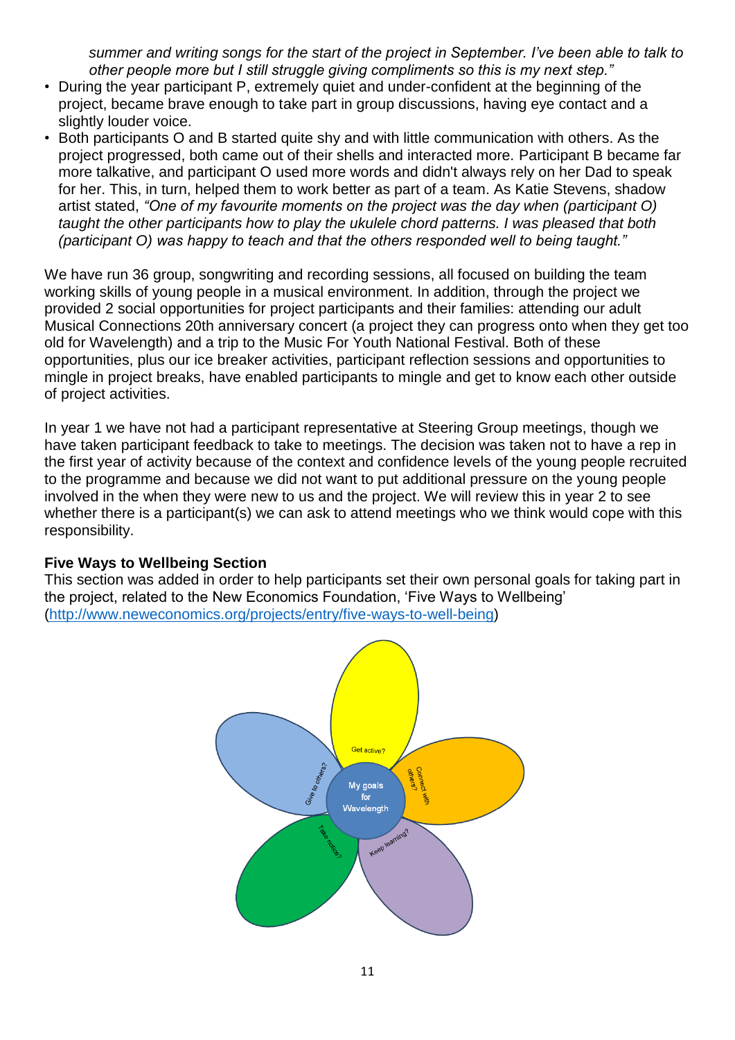*summer and writing songs for the start of the project in September. I've been able to talk to other people more but I still struggle giving compliments so this is my next step."*

- During the year participant P, extremely quiet and under-confident at the beginning of the project, became brave enough to take part in group discussions, having eye contact and a slightly louder voice.
- Both participants O and B started quite shy and with little communication with others. As the project progressed, both came out of their shells and interacted more. Participant B became far more talkative, and participant O used more words and didn't always rely on her Dad to speak for her. This, in turn, helped them to work better as part of a team. As Katie Stevens, shadow artist stated, *"One of my favourite moments on the project was the day when (participant O) taught the other participants how to play the ukulele chord patterns. I was pleased that both (participant O) was happy to teach and that the others responded well to being taught."*

We have run 36 group, songwriting and recording sessions, all focused on building the team working skills of young people in a musical environment. In addition, through the project we provided 2 social opportunities for project participants and their families: attending our adult Musical Connections 20th anniversary concert (a project they can progress onto when they get too old for Wavelength) and a trip to the Music For Youth National Festival. Both of these opportunities, plus our ice breaker activities, participant reflection sessions and opportunities to mingle in project breaks, have enabled participants to mingle and get to know each other outside of project activities.

In year 1 we have not had a participant representative at Steering Group meetings, though we have taken participant feedback to take to meetings. The decision was taken not to have a rep in the first year of activity because of the context and confidence levels of the young people recruited to the programme and because we did not want to put additional pressure on the young people involved in the when they were new to us and the project. We will review this in year 2 to see whether there is a participant(s) we can ask to attend meetings who we think would cope with this responsibility.

**Five Ways to Wellbeing Section**

This section was added in order to help participants set their own personal goals for taking part in the project, related to the New Economics Foundation, 'Five Ways to Wellbeing' (http://www.neweconomics.org/projects/entry/five-ways-to-well-being)

My goals for Wavelength

Get active?

Connect with others?

Keep learning?

Take notice?

Give to others?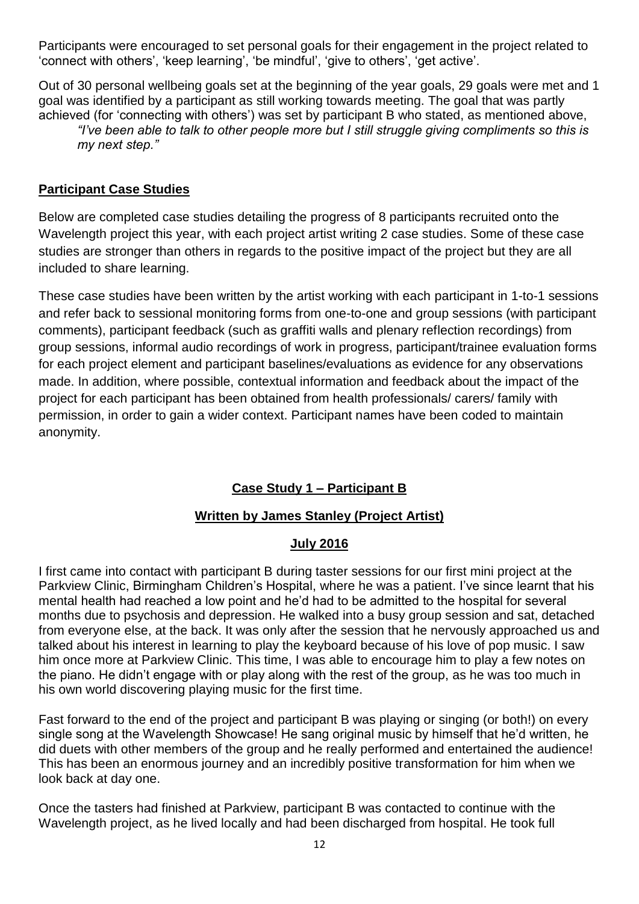Participants were encouraged to set personal goals for their engagement in the project related to 'connect with others', 'keep learning', 'be mindful', 'give to others', 'get active'.

Out of 30 personal wellbeing goals set at the beginning of the year goals, 29 goals were met and 1 goal was identified by a participant as still working towards meeting. The goal that was partly achieved (for 'connecting with others') was set by participant B who stated, as mentioned above,

> *"I've been able to talk to other people more but I still struggle giving compliments so this is my next step."*

## Participant Case Studies

Below are completed case studies detailing the progress of 8 participants recruited onto the Wavelength project this year, with each project artist writing 2 case studies. Some of these case studies are stronger than others in regards to the positive impact of the project but they are all included to share learning.

These case studies have been written by the artist working with each participant in 1-to-1 sessions and refer back to sessional monitoring forms from one-to-one and group sessions (with participant comments), participant feedback (such as graffiti walls and plenary reflection recordings) from group sessions, informal audio recordings of work in progress, participant/trainee evaluation forms for each project element and participant baselines/evaluations as evidence for any observations made. In addition, where possible, contextual information and feedback about the impact of the project for each participant has been obtained from health professionals/ carers/ family with permission, in order to gain a wider context. Participant names have been coded to maintain anonymity.

### Case Study 1 – Participant B

**Written by James Stanley (Project Artist)**

**July 2016**

I first came into contact with participant B during taster sessions for our first mini project at the Parkview Clinic, Birmingham Children's Hospital, where he was a patient. I've since learnt that his mental health had reached a low point and he'd had to be admitted to the hospital for several months due to psychosis and depression. He walked into a busy group session and sat, detached from everyone else, at the back. It was only after the session that he nervously approached us and talked about his interest in learning to play the keyboard because of his love of pop music. I saw him once more at Parkview Clinic. This time, I was able to encourage him to play a few notes on the piano. He didn't engage with or play along with the rest of the group, as he was too much in his own world discovering playing music for the first time.

Fast forward to the end of the project and participant B was playing or singing (or both!) on every single song at the Wavelength Showcase! He sang original music by himself that he'd written, he did duets with other members of the group and he really performed and entertained the audience! This has been an enormous journey and an incredibly positive transformation for him when we look back at day one.

Once the tasters had finished at Parkview, participant B was contacted to continue with the Wavelength project, as he lived locally and had been discharged from hospital. He took full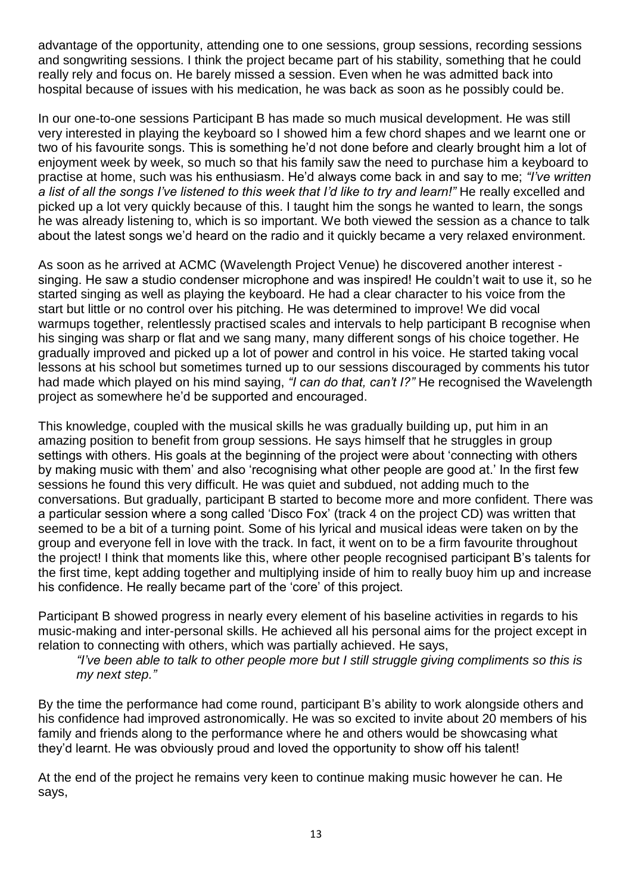advantage of the opportunity, attending one to one sessions, group sessions, recording sessions and songwriting sessions. I think the project became part of his stability, something that he could really rely and focus on. He barely missed a session. Even when he was admitted back into hospital because of issues with his medication, he was back as soon as he possibly could be.

In our one-to-one sessions Participant B has made so much musical development. He was still very interested in playing the keyboard so I showed him a few chord shapes and we learnt one or two of his favourite songs. This is something he'd not done before and clearly brought him a lot of enjoyment week by week, so much so that his family saw the need to purchase him a keyboard to practise at home, such was his enthusiasm. He'd always come back in and say to me; *"I've written a list of all the songs I've listened to this week that I'd like to try and learn!"* He really excelled and picked up a lot very quickly because of this. I taught him the songs he wanted to learn, the songs he was already listening to, which is so important. We both viewed the session as a chance to talk about the latest songs we'd heard on the radio and it quickly became a very relaxed environment.

As soon as he arrived at ACMC (Wavelength Project Venue) he discovered another interest - singing. He saw a studio condenser microphone and was inspired! He couldn't wait to use it, so he started singing as well as playing the keyboard. He had a clear character to his voice from the start but little or no control over his pitching. He was determined to improve! We did vocal warmups together, relentlessly practised scales and intervals to help participant B recognise when his singing was sharp or flat and we sang many, many different songs of his choice together. He gradually improved and picked up a lot of power and control in his voice. He started taking vocal lessons at his school but sometimes turned up to our sessions discouraged by comments his tutor had made which played on his mind saying, *"I can do that, can't I?"* He recognised the Wavelength project as somewhere he'd be supported and encouraged.

This knowledge, coupled with the musical skills he was gradually building up, put him in an amazing position to benefit from group sessions. He says himself that he struggles in group settings with others. His goals at the beginning of the project were about 'connecting with others by making music with them' and also 'recognising what other people are good at.' In the first few sessions he found this very difficult. He was quiet and subdued, not adding much to the conversations. But gradually, participant B started to become more and more confident. There was a particular session where a song called 'Disco Fox' (track 4 on the project CD) was written that seemed to be a bit of a turning point. Some of his lyrical and musical ideas were taken on by the group and everyone fell in love with the track. In fact, it went on to be a firm favourite throughout the project! I think that moments like this, where other people recognised participant B's talents for the first time, kept adding together and multiplying inside of him to really buoy him up and increase his confidence. He really became part of the 'core' of this project.

Participant B showed progress in nearly every element of his baseline activities in regards to his music-making and inter-personal skills. He achieved all his personal aims for the project except in relation to connecting with others, which was partially achieved. He says,

> *"I've been able to talk to other people more but I still struggle giving compliments so this is my next step."*

By the time the performance had come round, participant B's ability to work alongside others and his confidence had improved astronomically. He was so excited to invite about 20 members of his family and friends along to the performance where he and others would be showcasing what they'd learnt. He was obviously proud and loved the opportunity to show off his talent!

At the end of the project he remains very keen to continue making music however he can. He says,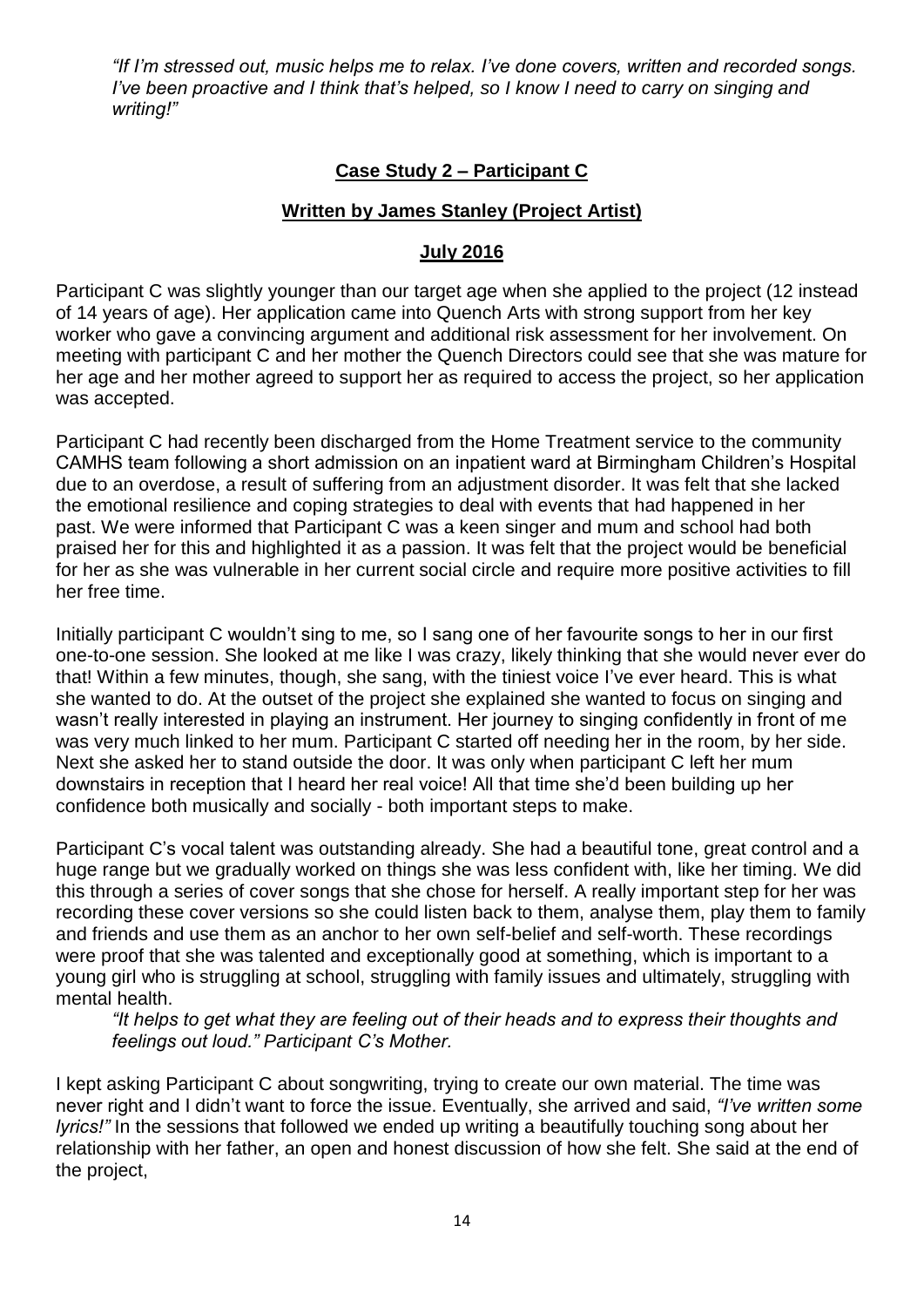*"If I'm stressed out, music helps me to relax. I've done covers, written and recorded songs. I've been proactive and I think that's helped, so I know I need to carry on singing and writing!"*

## Case Study 2 – Participant C

### Written by James Stanley (Project Artist)

### July 2016

Participant C was slightly younger than our target age when she applied to the project (12 instead of 14 years of age). Her application came into Quench Arts with strong support from her key worker who gave a convincing argument and additional risk assessment for her involvement. On meeting with participant C and her mother the Quench Directors could see that she was mature for her age and her mother agreed to support her as required to access the project, so her application was accepted.

Participant C had recently been discharged from the Home Treatment service to the community CAMHS team following a short admission on an inpatient ward at Birmingham Children's Hospital due to an overdose, a result of suffering from an adjustment disorder. It was felt that she lacked the emotional resilience and coping strategies to deal with events that had happened in her past. We were informed that Participant C was a keen singer and mum and school had both praised her for this and highlighted it as a passion. It was felt that the project would be beneficial for her as she was vulnerable in her current social circle and require more positive activities to fill her free time.

Initially participant C wouldn't sing to me, so I sang one of her favourite songs to her in our first one-to-one session. She looked at me like I was crazy, likely thinking that she would never ever do that! Within a few minutes, though, she sang, with the tiniest voice I've ever heard. This is what she wanted to do. At the outset of the project she explained she wanted to focus on singing and wasn't really interested in playing an instrument. Her journey to singing confidently in front of me was very much linked to her mum. Participant C started off needing her in the room, by her side. Next she asked her to stand outside the door. It was only when participant C left her mum downstairs in reception that I heard her real voice! All that time she'd been building up her confidence both musically and socially - both important steps to make.

Participant C's vocal talent was outstanding already. She had a beautiful tone, great control and a huge range but we gradually worked on things she was less confident with, like her timing. We did this through a series of cover songs that she chose for herself. A really important step for her was recording these cover versions so she could listen back to them, analyse them, play them to family and friends and use them as an anchor to her own self-belief and self-worth. These recordings were proof that she was talented and exceptionally good at something, which is important to a young girl who is struggling at school, struggling with family issues and ultimately, struggling with mental health.

> *"It helps to get what they are feeling out of their heads and to express their thoughts and feelings out loud." Participant C's Mother.*

I kept asking Participant C about songwriting, trying to create our own material. The time was never right and I didn't want to force the issue. Eventually, she arrived and said, *"I've written some lyrics!"* In the sessions that followed we ended up writing a beautifully touching song about her relationship with her father, an open and honest discussion of how she felt. She said at the end of the project,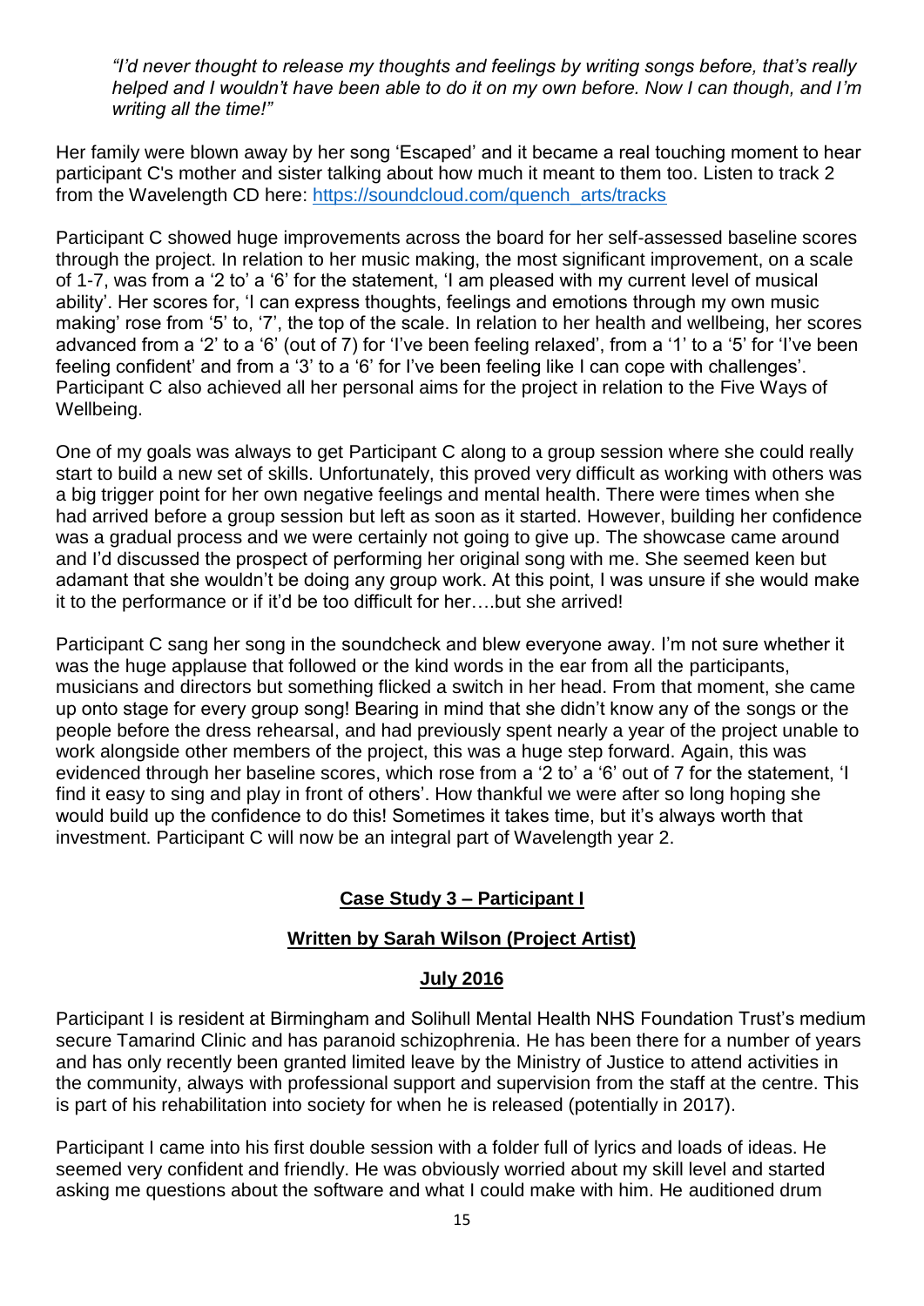*"I'd never thought to release my thoughts and feelings by writing songs before, that's really helped and I wouldn't have been able to do it on my own before. Now I can though, and I'm writing all the time!"*

Her family were blown away by her song 'Escaped' and it became a real touching moment to hear participant C's mother and sister talking about how much it meant to them too. Listen to track 2 from the Wavelength CD here: [https://soundcloud.com/quench_arts/tracks](https://soundcloud.com/quench_arts/tracks)

Participant C showed huge improvements across the board for her self-assessed baseline scores through the project. In relation to her music making, the most significant improvement, on a scale of 1-7, was from a '2 to' a '6' for the statement, 'I am pleased with my current level of musical ability'. Her scores for, 'I can express thoughts, feelings and emotions through my own music making' rose from '5' to, '7', the top of the scale. In relation to her health and wellbeing, her scores advanced from a '2' to a '6' (out of 7) for 'I've been feeling relaxed', from a '1' to a '5' for 'I've been feeling confident' and from a '3' to a '6' for I've been feeling like I can cope with challenges'. Participant C also achieved all her personal aims for the project in relation to the Five Ways of Wellbeing.

One of my goals was always to get Participant C along to a group session where she could really start to build a new set of skills. Unfortunately, this proved very difficult as working with others was a big trigger point for her own negative feelings and mental health. There were times when she had arrived before a group session but left as soon as it started. However, building her confidence was a gradual process and we were certainly not going to give up. The showcase came around and I'd discussed the prospect of performing her original song with me. She seemed keen but adamant that she wouldn't be doing any group work. At this point, I was unsure if she would make it to the performance or if it'd be too difficult for her….but she arrived!

Participant C sang her song in the soundcheck and blew everyone away. I'm not sure whether it was the huge applause that followed or the kind words in the ear from all the participants, musicians and directors but something flicked a switch in her head. From that moment, she came up onto stage for every group song! Bearing in mind that she didn't know any of the songs or the people before the dress rehearsal, and had previously spent nearly a year of the project unable to work alongside other members of the project, this was a huge step forward. Again, this was evidenced through her baseline scores, which rose from a '2 to' a '6' out of 7 for the statement, 'I find it easy to sing and play in front of others'. How thankful we were after so long hoping she would build up the confidence to do this! Sometimes it takes time, but it's always worth that investment. Participant C will now be an integral part of Wavelength year 2.

## Case Study 3 – Participant I

### Written by Sarah Wilson (Project Artist)

### July 2016

Participant I is resident at Birmingham and Solihull Mental Health NHS Foundation Trust's medium secure Tamarind Clinic and has paranoid schizophrenia. He has been there for a number of years and has only recently been granted limited leave by the Ministry of Justice to attend activities in the community, always with professional support and supervision from the staff at the centre. This is part of his rehabilitation into society for when he is released (potentially in 2017).

Participant I came into his first double session with a folder full of lyrics and loads of ideas. He seemed very confident and friendly. He was obviously worried about my skill level and started asking me questions about the software and what I could make with him. He auditioned drum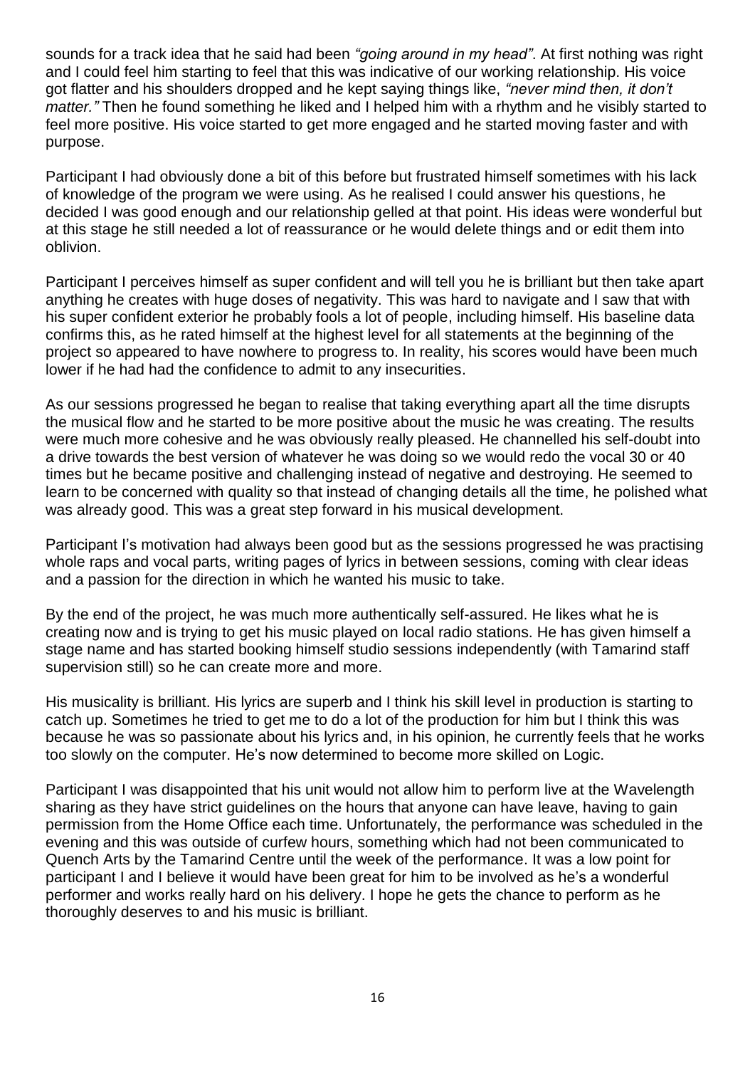sounds for a track idea that he said had been *"going around in my head"*. At first nothing was right and I could feel him starting to feel that this was indicative of our working relationship. His voice got flatter and his shoulders dropped and he kept saying things like, *"never mind then, it don't matter."* Then he found something he liked and I helped him with a rhythm and he visibly started to feel more positive. His voice started to get more engaged and he started moving faster and with purpose.

Participant I had obviously done a bit of this before but frustrated himself sometimes with his lack of knowledge of the program we were using. As he realised I could answer his questions, he decided I was good enough and our relationship gelled at that point. His ideas were wonderful but at this stage he still needed a lot of reassurance or he would delete things and or edit them into oblivion.

Participant I perceives himself as super confident and will tell you he is brilliant but then take apart anything he creates with huge doses of negativity. This was hard to navigate and I saw that with his super confident exterior he probably fools a lot of people, including himself. His baseline data confirms this, as he rated himself at the highest level for all statements at the beginning of the project so appeared to have nowhere to progress to. In reality, his scores would have been much lower if he had had the confidence to admit to any insecurities.

As our sessions progressed he began to realise that taking everything apart all the time disrupts the musical flow and he started to be more positive about the music he was creating. The results were much more cohesive and he was obviously really pleased. He channelled his self-doubt into a drive towards the best version of whatever he was doing so we would redo the vocal 30 or 40 times but he became positive and challenging instead of negative and destroying. He seemed to learn to be concerned with quality so that instead of changing details all the time, he polished what was already good. This was a great step forward in his musical development.

Participant I's motivation had always been good but as the sessions progressed he was practising whole raps and vocal parts, writing pages of lyrics in between sessions, coming with clear ideas and a passion for the direction in which he wanted his music to take.

By the end of the project, he was much more authentically self-assured. He likes what he is creating now and is trying to get his music played on local radio stations. He has given himself a stage name and has started booking himself studio sessions independently (with Tamarind staff supervision still) so he can create more and more.

His musicality is brilliant. His lyrics are superb and I think his skill level in production is starting to catch up. Sometimes he tried to get me to do a lot of the production for him but I think this was because he was so passionate about his lyrics and, in his opinion, he currently feels that he works too slowly on the computer. He's now determined to become more skilled on Logic.

Participant I was disappointed that his unit would not allow him to perform live at the Wavelength sharing as they have strict guidelines on the hours that anyone can have leave, having to gain permission from the Home Office each time. Unfortunately, the performance was scheduled in the evening and this was outside of curfew hours, something which had not been communicated to Quench Arts by the Tamarind Centre until the week of the performance. It was a low point for participant I and I believe it would have been great for him to be involved as he's a wonderful performer and works really hard on his delivery. I hope he gets the chance to perform as he thoroughly deserves to and his music is brilliant.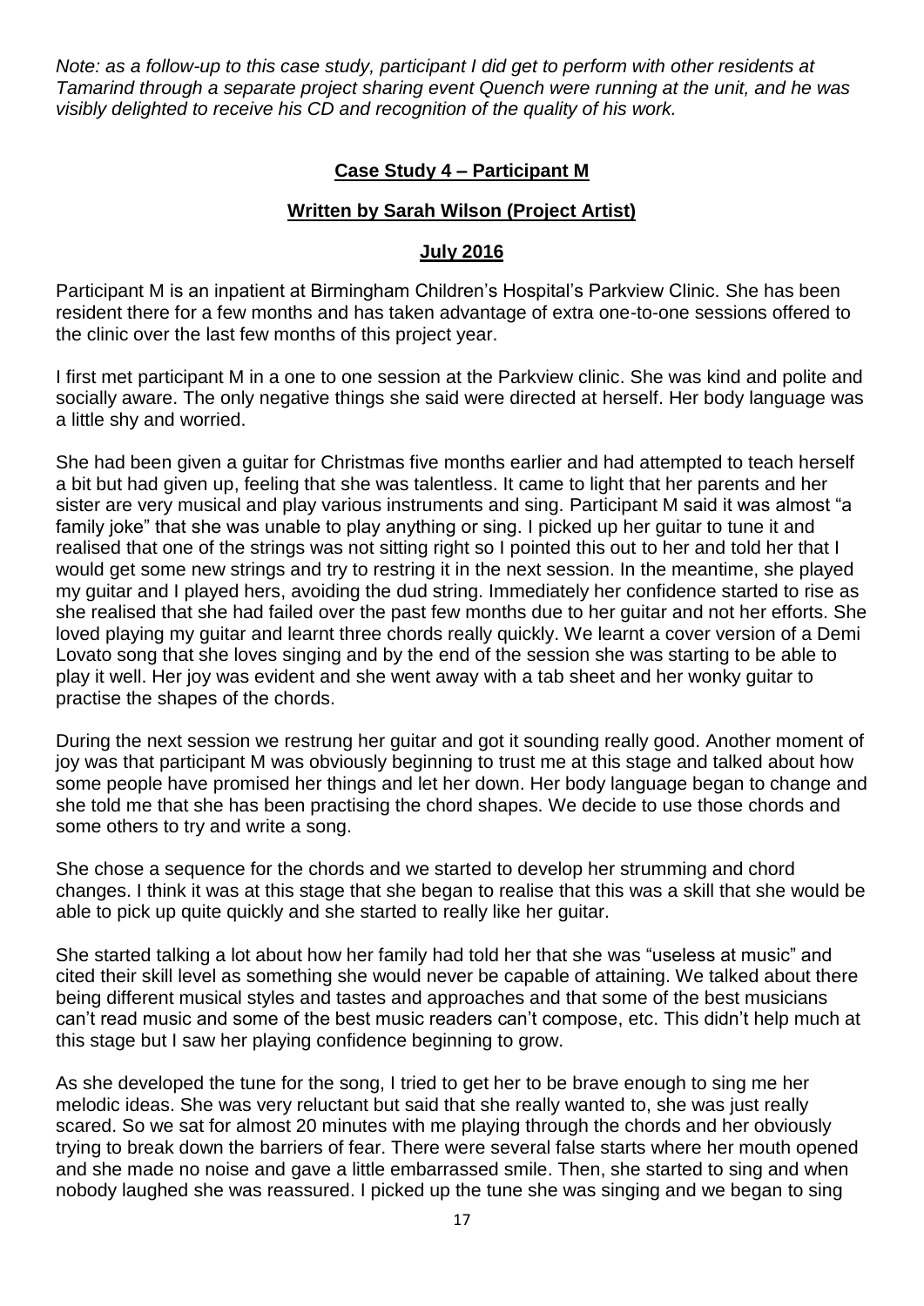*Note: as a follow-up to this case study, participant I did get to perform with other residents at Tamarind through a separate project sharing event Quench were running at the unit, and he was visibly delighted to receive his CD and recognition of the quality of his work.*

## **Case Study 4 – Participant M**

### **Written by Sarah Wilson (Project Artist)**

### **July 2016**

Participant M is an inpatient at Birmingham Children's Hospital's Parkview Clinic. She has been resident there for a few months and has taken advantage of extra one-to-one sessions offered to the clinic over the last few months of this project year.

I first met participant M in a one to one session at the Parkview clinic. She was kind and polite and socially aware. The only negative things she said were directed at herself. Her body language was a little shy and worried.

She had been given a guitar for Christmas five months earlier and had attempted to teach herself a bit but had given up, feeling that she was talentless. It came to light that her parents and her sister are very musical and play various instruments and sing. Participant M said it was almost "a family joke" that she was unable to play anything or sing. I picked up her guitar to tune it and realised that one of the strings was not sitting right so I pointed this out to her and told her that I would get some new strings and try to restring it in the next session. In the meantime, she played my guitar and I played hers, avoiding the dud string. Immediately her confidence started to rise as she realised that she had failed over the past few months due to her guitar and not her efforts. She loved playing my guitar and learnt three chords really quickly. We learnt a cover version of a Demi Lovato song that she loves singing and by the end of the session she was starting to be able to play it well. Her joy was evident and she went away with a tab sheet and her wonky guitar to practise the shapes of the chords.

During the next session we restrung her guitar and got it sounding really good. Another moment of joy was that participant M was obviously beginning to trust me at this stage and talked about how some people have promised her things and let her down. Her body language began to change and she told me that she has been practising the chord shapes. We decide to use those chords and some others to try and write a song.

She chose a sequence for the chords and we started to develop her strumming and chord changes. I think it was at this stage that she began to realise that this was a skill that she would be able to pick up quite quickly and she started to really like her guitar.

She started talking a lot about how her family had told her that she was "useless at music" and cited their skill level as something she would never be capable of attaining. We talked about there being different musical styles and tastes and approaches and that some of the best musicians can't read music and some of the best music readers can't compose, etc. This didn't help much at this stage but I saw her playing confidence beginning to grow.

As she developed the tune for the song, I tried to get her to be brave enough to sing me her melodic ideas. She was very reluctant but said that she really wanted to, she was just really scared. So we sat for almost 20 minutes with me playing through the chords and her obviously trying to break down the barriers of fear. There were several false starts where her mouth opened and she made no noise and gave a little embarrassed smile. Then, she started to sing and when nobody laughed she was reassured. I picked up the tune she was singing and we began to sing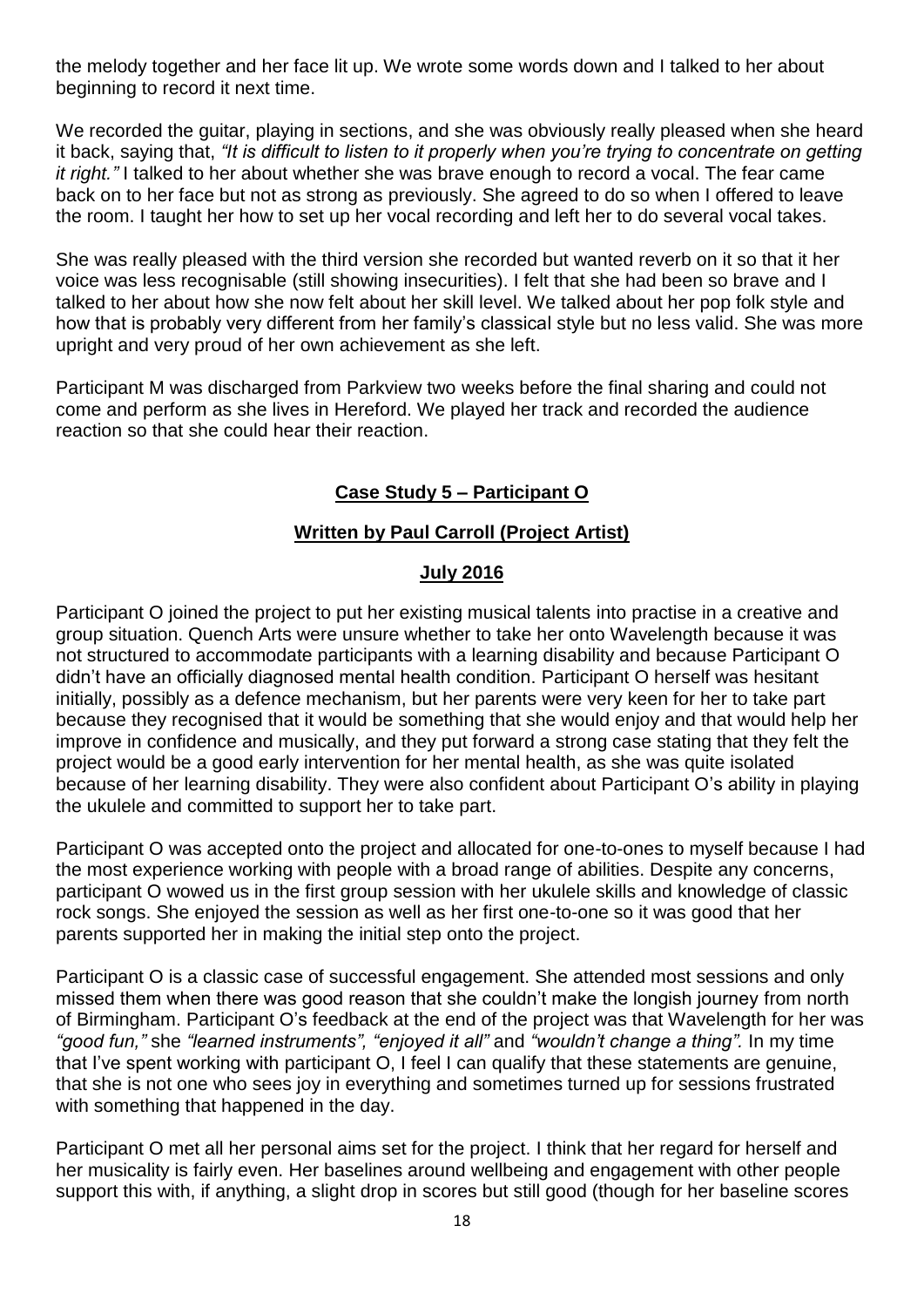the melody together and her face lit up. We wrote some words down and I talked to her about beginning to record it next time.

We recorded the guitar, playing in sections, and she was obviously really pleased when she heard it back, saying that, *"It is difficult to listen to it properly when you're trying to concentrate on getting it right."* I talked to her about whether she was brave enough to record a vocal. The fear came back on to her face but not as strong as previously. She agreed to do so when I offered to leave the room. I taught her how to set up her vocal recording and left her to do several vocal takes.

She was really pleased with the third version she recorded but wanted reverb on it so that it her voice was less recognisable (still showing insecurities). I felt that she had been so brave and I talked to her about how she now felt about her skill level. We talked about her pop folk style and how that is probably very different from her family's classical style but no less valid. She was more upright and very proud of her own achievement as she left.

Participant M was discharged from Parkview two weeks before the final sharing and could not come and perform as she lives in Hereford. We played her track and recorded the audience reaction so that she could hear their reaction.

## Case Study 5 – Participant O

### Written by Paul Carroll (Project Artist)

### July 2016

Participant O joined the project to put her existing musical talents into practise in a creative and group situation. Quench Arts were unsure whether take her onto Wavelength because it was not structured to accommodate participants with a learning disability and because Participant O didn't have an officially diagnosed mental health condition. Participant O herself was hesitant initially, possibly as a defence mechanism, but her parents were very keen for her to take part because they recognised that it would be something that she would enjoy and that would help her improve in confidence and musically, and they put forward a strong case stating that they felt the project would be a good early intervention for her mental health, as she was quite isolated because of her learning disability. They were also confident about Participant O's ability in playing the ukulele and committed to support her to take part.

Participant O was accepted onto the project and allocated for one-to-ones to myself because I had the most experience working with people with a broad range of abilities. Despite any concerns, participant O wowed us in the first group session with her ukulele skills and knowledge of classic rock songs. She enjoyed the session as well as her first one-to-one so it was good that her parents supported her in making the initial step onto the project.

Participant O is a classic case of successful engagement. She attended most sessions and only missed them when there was good reason that she couldn't make the longish journey from north of Birmingham. Participant O's feedback at the end of the project was that Wavelength for her was *"good fun,"* she *"learned instruments", "enjoyed it all"* and *"wouldn't change a thing".* In my time that I've spent working with participant O, I feel I can qualify that these statements are genuine, that she is not one who sees joy in everything and sometimes turned up for sessions frustrated with something that happened in the day.

Participant O met all her personal aims set for the project. I think that her regard for herself and her musicality is fairly even. Her baselines around wellbeing and engagement with other people support this with, if anything, a slight drop in scores but still good (though for her baseline scores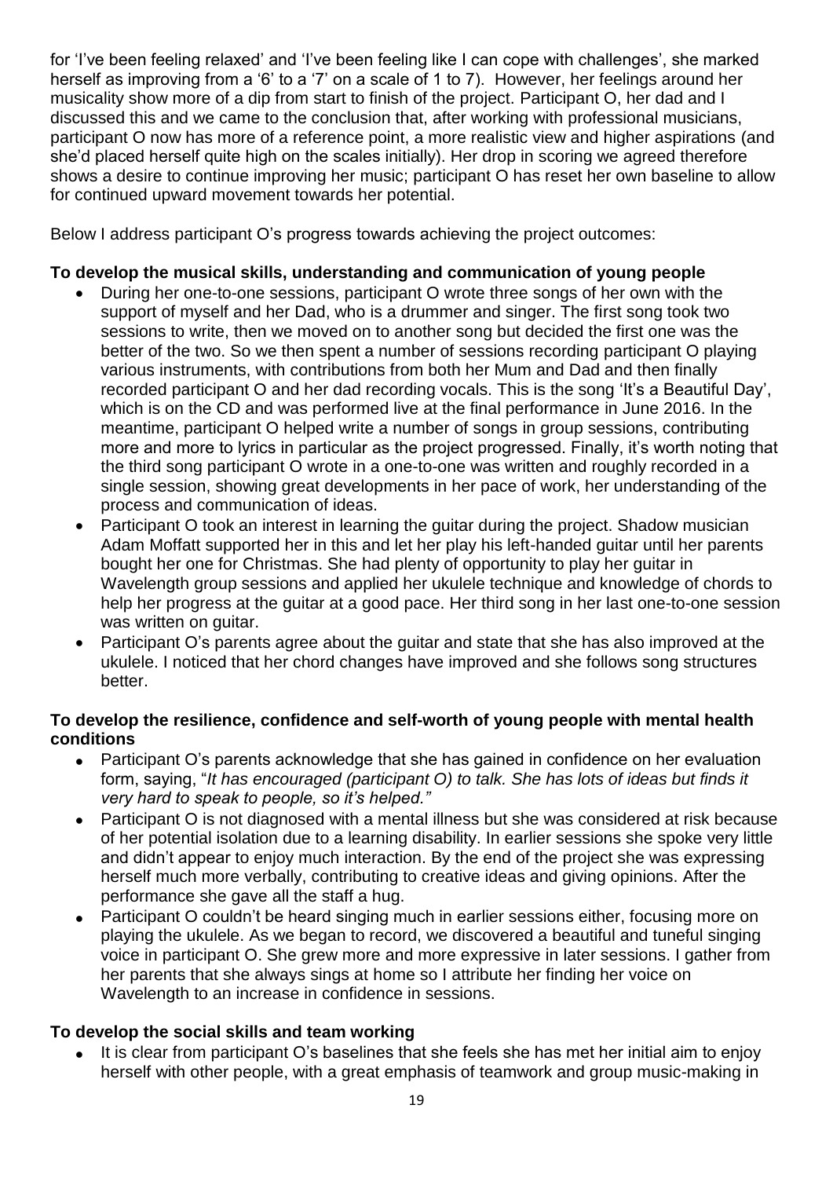for 'I've been feeling relaxed' and 'I've been feeling like I can cope with challenges', she marked herself as improving from a '6' to a '7' on a scale of 1 to 7). However, her feelings around her musicality show more of a dip from start to finish of the project. Participant O, her dad and I discussed this and we came to the conclusion that, after working with professional musicians, participant O now has more of a reference point, a more realistic view and higher aspirations (and she'd placed herself quite high on the scales initially). Her drop in scoring we agreed therefore shows a desire to continue improving her music; participant O has reset her own baseline to allow for continued upward movement towards her potential.

Below I address participant O's progress towards achieving the project outcomes:

**To develop the musical skills, understanding and communication of young people**

- During her one-to-one sessions, participant O wrote three songs of her own with the support of myself and her Dad, who is a drummer and singer. The first song took two sessions to write, then we moved on to another song but decided the first one was the better of the two. So we then spent a number of sessions recording participant O playing various instruments, with contributions from both her Mum and Dad and then finally recorded participant O and her dad recording vocals. This is the song 'It's a Beautiful Day', which is on the CD and was performed live at the final performance in June 2016. In the meantime, participant O helped write a number of songs in group sessions, contributing more and more to lyrics in particular as the project progressed. Finally, it's worth noting that the third song participant O wrote in a one-to-one was written and roughly recorded in a single session, showing great developments in her pace of work, her understanding of the process and communication of ideas.
- Participant O took an interest in learning the guitar during the project. Shadow musician Adam Moffatt supported her in this and let her play his left-handed guitar until her parents bought her one for Christmas. She had plenty of opportunity to play her guitar in Wavelength group sessions and applied her ukulele technique and knowledge of chords to help her progress at the guitar at a good pace. Her third song in her last one-to-one session was written on guitar.
- Participant O's parents agree about the guitar and state that she has also improved at the ukulele. I noticed that her chord changes have improved and she follows song structures better.

**To develop the resilience, confidence and self-worth of young people with mental health conditions**

- Participant O's parents acknowledge that she has gained in confidence on her evaluation form, saying, "*It has encouraged (participant O) to talk. She has lots of ideas but finds it very hard to speak to people, so it's helped."*
- Participant O is not diagnosed with a mental illness but she was considered at risk because of her potential isolation due to a learning disability. In earlier sessions she spoke very little and didn't appear to enjoy much interaction. By the end of the project she was expressing herself much more verbally, contributing to creative ideas and giving opinions. After the performance she gave all the staff a hug.
- Participant O couldn't be heard singing much in earlier sessions either, focusing more on playing the ukulele. As we began to record, we discovered a beautiful and tuneful singing voice in participant O. She grew more and more expressive in later sessions. I gather from her parents that she always sings at home so I attribute her finding her voice on Wavelength to an increase in confidence in sessions.

**To develop the social skills and team working**

- It is clear from participant O's baselines that she feels she has met her initial aim to enjoy herself with other people, with a great emphasis of teamwork and group music-making in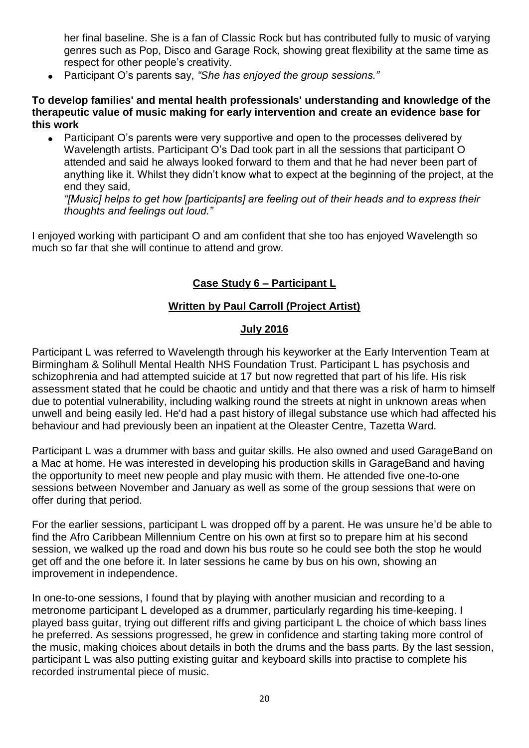her final baseline. She is a fan of Classic Rock but has contributed fully to music of varying genres such as Pop, Disco and Garage Rock, showing great flexibility at the same time as respect for other people's creativity.

- Participant O's parents say, *"She has enjoyed the group sessions."*

**To develop families' and mental health professionals' understanding and knowledge of the therapeutic value of music making for early intervention and create an evidence base for this work**

- Participant O's parents were very supportive and open to the processes delivered by Wavelength artists. Participant O's Dad took part in all the sessions that participant O attended and said he always looked forward to them and that he had never been part of anything like it. Whilst they didn't know what to expect at the beginning of the project, at the end they said,

  *"[Music] helps to get how [participants] are feeling out of their heads and to express their thoughts and feelings out loud."*

I enjoyed working with participant O and am confident that she too has enjoyed Wavelength so much so far that she will continue to attend and grow.

## Case Study 6 – Participant L

### Written by Paul Carroll (Project Artist)

### July 2016

Participant L was referred to Wavelength through his keyworker at the Early Intervention Team at Birmingham & Solihull Mental Health NHS Foundation Trust. Participant L has psychosis and schizophrenia and had attempted suicide at 17 but now regretted that part of his life. His risk assessment stated that he could be chaotic and untidy and that there was a risk of harm to himself due to potential vulnerability, including walking round the streets at night in unknown areas when unwell and being easily led. He'd had a past history of illegal substance use which had affected his behaviour and had previously been an inpatient at the Oleaster Centre, Tazetta Ward.

Participant L was a drummer with bass and guitar skills. He also owned and used GarageBand on a Mac at home. He was interested in developing his production skills in GarageBand and having the opportunity to meet new people and play music with them. He attended five one-to-one sessions between November and January as well as some of the group sessions that were on offer during that period.

For the earlier sessions, participant L was dropped off by a parent. He was unsure he'd be able to find the Afro Caribbean Millennium Centre on his own at first so to prepare him at his second session, we walked up the road and down his bus route so he could see both the stop he would get off and the one before it. In later sessions he came by bus on his own, showing an improvement in independence.

In one-to-one sessions, I found that by playing with another musician and recording to a metronome participant L developed as a drummer, particularly regarding his time-keeping. I played bass guitar, trying out different riffs and giving participant L the choice of which bass lines he preferred. As sessions progressed, he grew in confidence and starting taking more control of the music, making choices about details in both the drums and the bass parts. By the last session, participant L was also putting existing guitar and keyboard skills into practise to complete his recorded instrumental piece of music.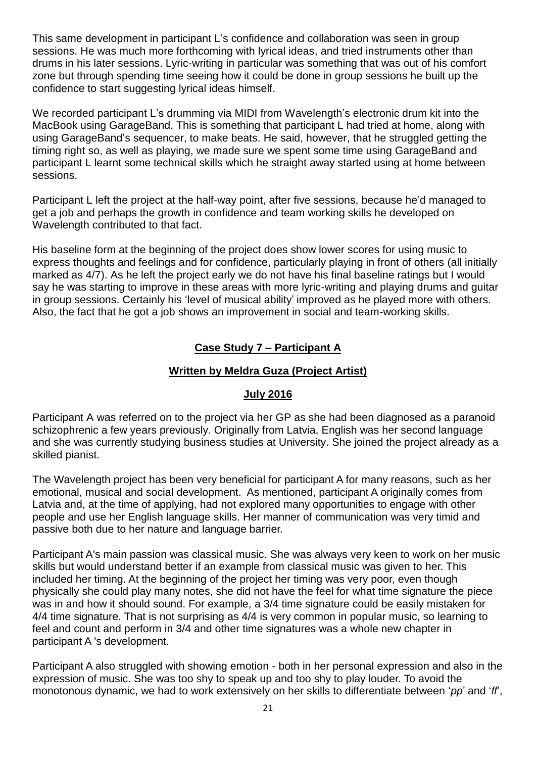This same development in participant L's confidence and collaboration was seen in group sessions. He was much more forthcoming with lyrical ideas, and tried instruments other than drums in his later sessions. Lyric-writing in particular was something that was out of his comfort zone but through spending time seeing how it could be done in group sessions he built up the confidence to start suggesting lyrical ideas himself.

We recorded participant L's drumming via MIDI from Wavelength's electronic drum kit into the MacBook using GarageBand. This is something that participant L had tried at home, along with using GarageBand's sequencer, to make beats. He said, however, that he struggled getting the timing right so, as well as playing, we made sure we spent some time using GarageBand and participant L learnt some technical skills which he straight away started using at home between sessions.

Participant L left the project at the half-way point, after five sessions, because he'd managed to get a job and perhaps the growth in confidence and team working skills he developed on Wavelength contributed to that fact.

His baseline form at the beginning of the project does show lower scores for using music to express thoughts and feelings and for confidence, particularly playing in front of others (all initially marked as 4/7). As he left the project early we do not have his final baseline ratings but I would say he was starting to improve in these areas with more lyric-writing and playing drums and guitar in group sessions. Certainly his 'level of musical ability' improved as he played more with others. Also, the fact that he got a job shows an improvement in social and team-working skills.

## Case Study 7 – Participant A

### Written by Meldra Guza (Project Artist)

### July 2016

Participant A was referred on to the project via her GP as she had been diagnosed as a paranoid schizophrenic a few years previously. Originally from Latvia, English was her second language and she was currently studying business studies at University. She joined the project already as a skilled pianist.

The Wavelength project has been very beneficial for participant A for many reasons, such as her emotional, musical and social development. As mentioned, participant A originally comes from Latvia and, at the time of applying, had not explored many opportunities to engage with other people and use her English language skills. Her manner of communication was very timid and passive both due to her nature and language barrier.

Participant A's main passion was classical music. She was always very keen to work on her music skills but would understand better if an example from classical music was given to her. This included her timing. At the beginning of the project her timing was very poor, even though physically she could play many notes, she did not have the feel for what time signature the piece was in and how it should sound. For example, a 3/4 time signature could be easily mistaken for 4/4 time signature. That is not surprising as 4/4 is very common in popular music, so learning to feel and count and perform in 3/4 and other time signatures was a whole new chapter in participant A 's development.

Participant A also struggled with showing emotion - both in her personal expression and also in the expression of music. She was too shy to speak up and too shy to play louder. To avoid the monotonous dynamic, we had to work extensively on her skills to differentiate between '*pp*' and '*ff*',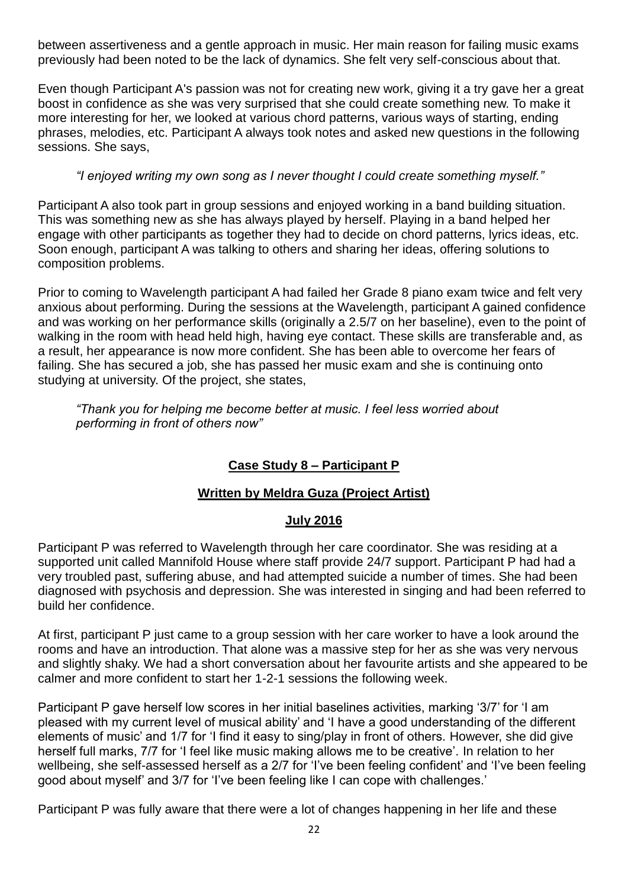between assertiveness and a gentle approach in music. Her main reason for failing music exams previously had been noted to be the lack of dynamics. She felt very self-conscious about that.

Even though Participant A's passion was not for creating new work, giving it a try gave her a great boost in confidence as she was very surprised that she could create something new. To make it more interesting for her, we looked at various chord patterns, various ways of starting, ending phrases, melodies, etc. Participant A always took notes and asked new questions in the following sessions. She says,

> *"I enjoyed writing my own song as I never thought I could create something myself."*

Participant A also took part in group sessions and enjoyed working in a band building situation. This was something new as she has always played by herself. Playing in a band helped her engage with other participants as together they had to decide on chord patterns, lyrics ideas, etc. Soon enough, participant A was talking to others and sharing her ideas, offering solutions to composition problems.

Prior to coming to Wavelength participant A had failed her Grade 8 piano exam twice and felt very anxious about performing. During the sessions at the Wavelength, participant A gained confidence and was working on her performance skills (originally a 2.5/7 on her baseline), even to the point of walking in the room with head held high, having eye contact. These skills are transferable and, as a result, her appearance is now more confident. She has been able to overcome her fears of failing. She has secured a job, she has passed her music exam and she is continuing onto studying at university. Of the project, she states,

> *"Thank you for helping me become better at music. I feel less worried about performing in front of others now"*

## **Case Study 8 – Participant P**

### **Written by Meldra Guza (Project Artist)**

### **July 2016**

Participant P was referred to Wavelength through her care coordinator. She was residing at a supported unit called Mannifold House where staff provide 24/7 support. Participant P had had a very troubled past, suffering abuse, and had attempted suicide a number of times. She had been diagnosed with psychosis and depression. She was interested in singing and had been referred to build her confidence.

At first, participant P just came to a group session with her care worker to have a look around the rooms and have an introduction. That alone was a massive step for her as she was very nervous and slightly shaky. We had a short conversation about her favourite artists and she appeared to be calmer and more confident to start her 1-2-1 sessions the following week.

Participant P gave herself low scores in her initial baselines activities, marking '3/7' for 'I am pleased with my current level of musical ability' and 'I have a good understanding of the different elements of music' and 1/7 for 'I find it easy to sing/play in front of others. However, she did give herself full marks, 7/7 for 'I feel like music making allows me to be creative'. In relation to her wellbeing, she self-assessed herself as a 2/7 for 'I've been feeling confident' and 'I've been feeling good about myself' and 3/7 for 'I've been feeling like I can cope with challenges.'

Participant P was fully aware that there were a lot of changes happening in her life and these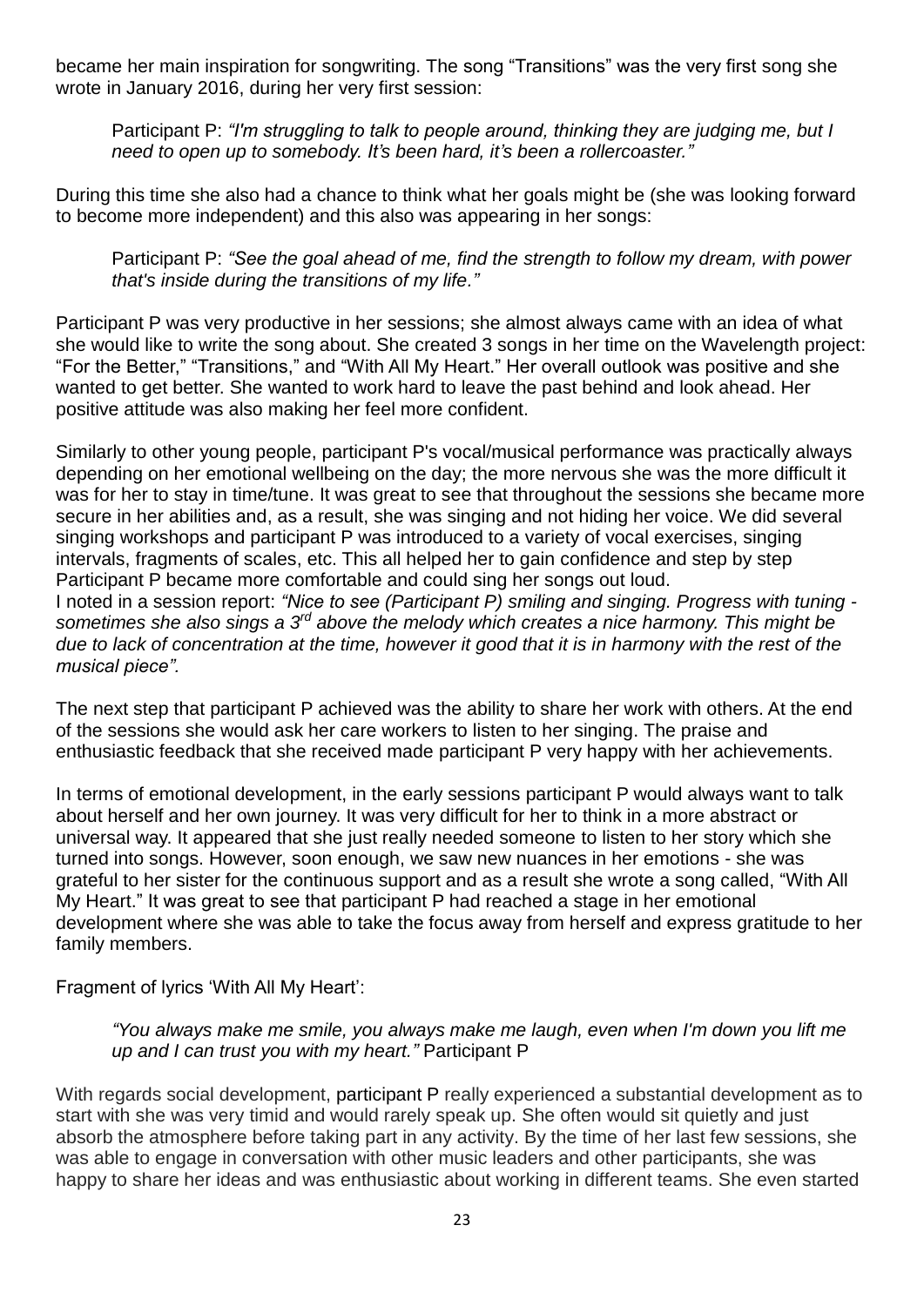became her main inspiration for songwriting. The song "Transitions" was the very first song she wrote in January 2016, during her very first session:

> Participant P: *"I'm struggling to talk to people around, thinking they are judging me, but I need to open up to somebody. It's been hard, it's been a rollercoaster."*

During this time she also had a chance to think what her goals might be (she was looking forward to become more independent) and this also was appearing in her songs:

> Participant P: *"See the goal ahead of me, find the strength to follow my dream, with power that's inside during the transitions of my life."*

Participant P was very productive in her sessions; she almost always came with an idea of what she would like to write the song about. She created 3 songs in her time on the Wavelength project: "For the Better," "Transitions," and "With All My Heart." Her overall outlook was positive and she wanted to get better. She wanted to work hard to leave the past behind and look ahead. Her positive attitude was also making her feel more confident.

Similarly to other young people, participant P's vocal/musical performance was practically always depending on her emotional wellbeing on the day; the more nervous she was the more difficult it was for her to stay in time/tune. It was great to see that throughout the sessions she became more secure in her abilities and, as a result, she was singing and not hiding her voice. We did several singing workshops and participant P was introduced to a variety of vocal exercises, singing intervals, fragments of scales, etc. This all helped her to gain confidence and step by step Participant P became more comfortable and could sing her songs out loud.
I noted in a session report: *"Nice to see (Participant P) smiling and singing. Progress with tuning - sometimes she also sings a 3rd above the melody which creates a nice harmony. This might be due to lack of concentration at the time, however it good that it is in harmony with the rest of the musical piece"*.

The next step that participant P achieved was the ability to share her work with others. At the end of the sessions she would ask her care workers to listen to her singing. The praise and enthusiastic feedback that she received made participant P very happy with her achievements.

In terms of emotional development, in the early sessions participant P would always want to talk about herself and her own journey. It was very difficult for her to think in a more abstract or universal way. It appeared that she just really needed someone to listen to her story which she turned into songs. However, soon enough, we saw new nuances in her emotions - she was grateful to her sister for the continuous support and as a result she wrote a song called, "With All My Heart." It was great to see that participant P had reached a stage in her emotional development where she was able to take the focus away from herself and express gratitude to her family members.

Fragment of lyrics 'With All My Heart':

> *"You always make me smile, you always make me laugh, even when I'm down you lift me up and I can trust you with my heart."* Participant P

With regards social development, participant P really experienced a substantial development as to start with she was very timid and would rarely speak up. She often would sit quietly and just absorb the atmosphere before taking part in any activity. By the time of her last few sessions, she was able to engage in conversation with other music leaders and other participants, she was happy to share her ideas and was enthusiastic about working in different teams. She even started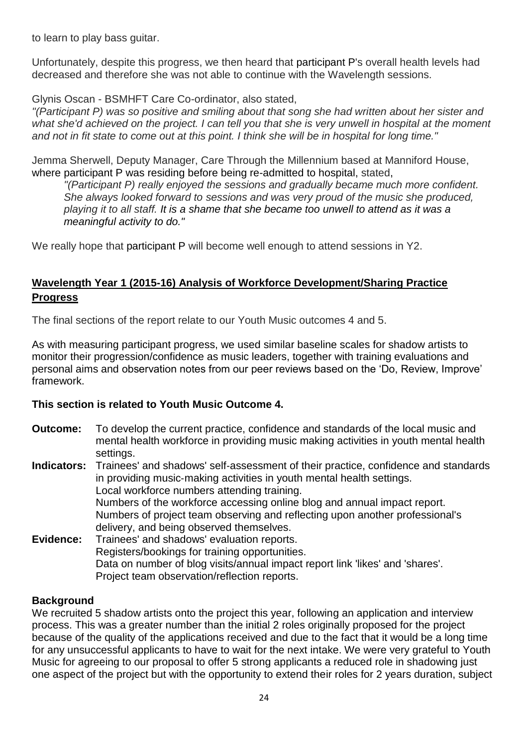to learn to play bass guitar.

Unfortunately, despite this progress, we then heard that participant P's overall health levels had decreased and therefore she was not able to continue with the Wavelength sessions.

Glynis Oscan - BSMHFT Care Co-ordinator, also stated,

*"(Participant P) was so positive and smiling about that song she had written about her sister and what she'd achieved on the project. I can tell you that she is very unwell in hospital at the moment and not in fit state to come out at this point. I think she will be in hospital for long time."*

Jemma Sherwell, Deputy Manager, Care Through the Millennium based at Manniford House, where participant P was residing before being re-admitted to hospital, stated,

> *"(Participant P) really enjoyed the sessions and gradually became much more confident. She always looked forward to sessions and was very proud of the music she produced, playing it to all staff. It is a shame that she became too unwell to attend as it was a meaningful activity to do."*

We really hope that participant P will become well enough to attend sessions in Y2.

## Wavelength Year 1 (2015-16) Analysis of Workforce Development/Sharing Practice Progress

The final sections of the report relate to our Youth Music outcomes 4 and 5.

As with measuring participant progress, we used similar baseline scales for shadow artists to monitor their progression/confidence as music leaders, together with training evaluations and personal aims and observation notes from our peer reviews based on the 'Do, Review, Improve' framework.

**This section is related to Youth Music Outcome 4.**

**Outcome:** To develop the current practice, confidence and standards of the local music and mental health workforce in providing music making activities in youth mental health settings.

**Indicators:** Trainees' and shadows' self-assessment of their practice, confidence and standards in providing music-making activities in youth mental health settings.
Local workforce numbers attending training.
Numbers of the workforce accessing online blog and annual impact report.
Numbers of project team observing and reflecting upon another professional's delivery, and being observed themselves.

**Evidence:** Trainees' and shadows' evaluation reports.
Registers/bookings for training opportunities.
Data on number of blog visits/annual impact report link 'likes' and 'shares'.
Project team observation/reflection reports.

### Background

We recruited 5 shadow artists onto the project this year, following an application and interview process. This was a greater number than the initial 2 roles originally proposed for the project because of the quality of the applications received and due to the fact that it would be a long time for any unsuccessful applicants to have to wait for the next intake. We were very grateful to Youth Music for agreeing to our proposal to offer 5 strong applicants a reduced role in shadowing just one aspect of the project but with the opportunity to extend their roles for 2 years duration, subject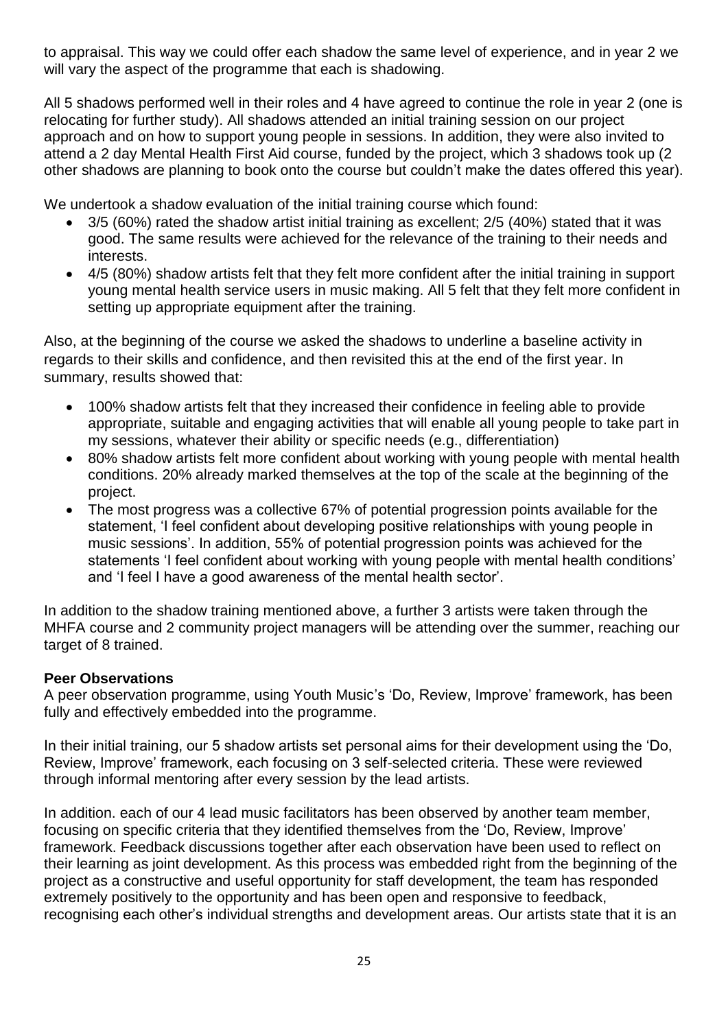to appraisal. This way we could offer each shadow the same level of experience, and in year 2 we will vary the aspect of the programme that each is shadowing.

All 5 shadows performed well in their roles and 4 have agreed to continue the role in year 2 (one is relocating for further study). All shadows attended an initial training session on our project approach and on how to support young people in sessions. In addition, they were also invited to attend a 2 day Mental Health First Aid course, funded by the project, which 3 shadows took up (2 other shadows are planning to book onto the course but couldn't make the dates offered this year).

We undertook a shadow evaluation of the initial training course which found:

- 3/5 (60%) rated the shadow artist initial training as excellent; 2/5 (40%) stated that it was good. The same results were achieved for the relevance of the training to their needs and interests.
- 4/5 (80%) shadow artists felt that they felt more confident after the initial training in support young mental health service users in music making. All 5 felt that they felt more confident in setting up appropriate equipment after the training.

Also, at the beginning of the course we asked the shadows to underline a baseline activity in regards to their skills and confidence, and then revisited this at the end of the first year. In summary, results showed that:

- 100% shadow artists felt that they increased their confidence in feeling able to provide appropriate, suitable and engaging activities that will enable all young people to take part in my sessions, whatever their ability or specific needs (e.g., differentiation)
- 80% shadow artists felt more confident about working with young people with mental health conditions. 20% already marked themselves at the top of the scale at the beginning of the project.
- The most progress was a collective 67% of potential progression points available for the statement, 'I feel confident about developing positive relationships with young people in music sessions'. In addition, 55% of potential progression points was achieved for the statements 'I feel confident about working with young people with mental health conditions' and 'I feel I have a good awareness of the mental health sector'.

In addition to the shadow training mentioned above, a further 3 artists were taken through the MHFA course and 2 community project managers will be attending over the summer, reaching our target of 8 trained.

**Peer Observations**

A peer observation programme, using Youth Music's 'Do, Review, Improve' framework, has been fully and effectively embedded into the programme.

In their initial training, our 5 shadow artists set personal aims for their development using the 'Do, Review, Improve' framework, each focusing on 3 self-selected criteria. These were reviewed through informal mentoring after every session by the lead artists.

In addition. each of our 4 lead music facilitators has been observed by another team member, focusing on specific criteria that they identified themselves from the 'Do, Review, Improve' framework. Feedback discussions together after each observation have been used to reflect on their learning as joint development. As this process was embedded right from the beginning of the project as a constructive and useful opportunity for staff development, the team has responded extremely positively to the opportunity and has been open and responsive to feedback, recognising each other's individual strengths and development areas. Our artists state that it is an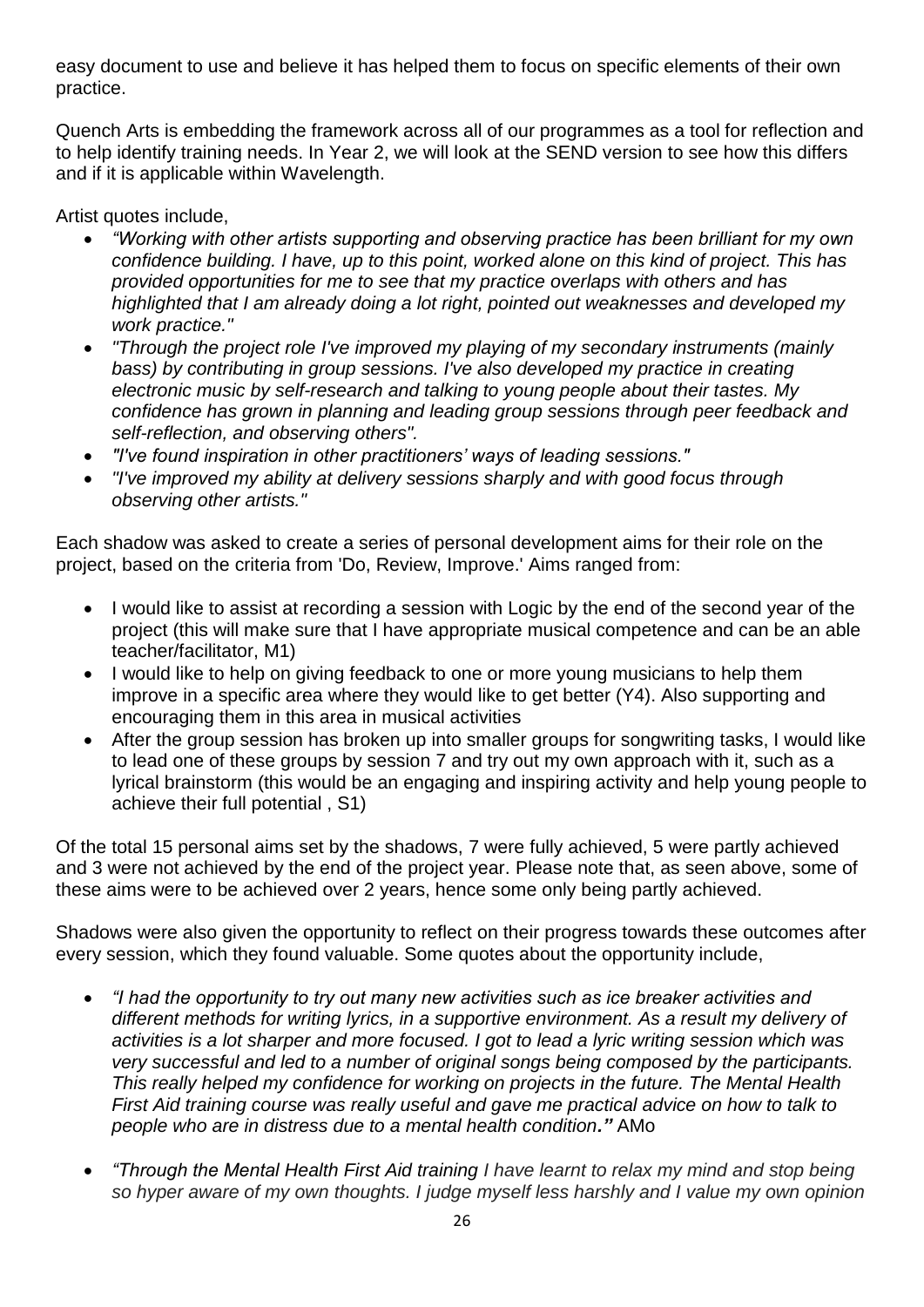easy document to use and believe it has helped them to focus on specific elements of their own practice.

Quench Arts is embedding the framework across all of our programmes as a tool for reflection and to help identify training needs. In Year 2, we will look at the SEND version to see how this differs and if it is applicable within Wavelength.

Artist quotes include,

- *"Working with other artists supporting and observing practice has been brilliant for my own confidence building. I have, up to this point, worked alone on this kind of project. This has provided opportunities for me to see that my practice overlaps with others and has highlighted that I am already doing a lot right, pointed out weaknesses and developed my work practice."*
- *"Through the project role I've improved my playing of my secondary instruments (mainly bass) by contributing in group sessions. I've also developed my practice in creating electronic music by self-research and talking to young people about their tastes. My confidence has grown in planning and leading group sessions through peer feedback and self-reflection, and observing others".*
- *"I've found inspiration in other practitioners' ways of leading sessions."*
- *"I've improved my ability at delivery sessions sharply and with good focus through observing other artists."*

Each shadow was asked to create a series of personal development aims for their role on the project, based on the criteria from 'Do, Review, Improve.' Aims ranged from:

- I would like to assist at recording a session with Logic by the end of the second year of the project (this will make sure that I have appropriate musical competence and can be an able teacher/facilitator, M1)
- I would like to help on giving feedback to one or more young musicians to help them improve in a specific area where they would like to get better (Y4). Also supporting and encouraging them in this area in musical activities
- After the group session has broken up into smaller groups for songwriting tasks, I would like to lead one of these groups by session 7 and try out my own approach with it, such as a lyrical brainstorm (this would be an engaging and inspiring activity and help young people to achieve their full potential , S1)

Of the total 15 personal aims set by the shadows, 7 were fully achieved, 5 were partly achieved and 3 were not achieved by the end of the project year. Please note that, as seen above, some of these aims were to be achieved over 2 years, hence some only being partly achieved.

Shadows were also given the opportunity to reflect on their progress towards these outcomes after every session, which they found valuable. Some quotes about the opportunity include,

- *"I had the opportunity to try out many new activities such as ice breaker activities and different methods for writing lyrics, in a supportive environment. As a result my delivery of activities is a lot sharper and more focused. I got to lead a lyric writing session which was very successful and led to a number of original songs being composed by the participants. This really helped my confidence for working on projects in the future. The Mental Health First Aid training course was really useful and gave me practical advice on how to talk to people who are in distress due to a mental health condition."* AMo

- *"Through the Mental Health First Aid training I have learnt to relax my mind and stop being so hyper aware of my own thoughts. I judge myself less harshly and I value my own opinion*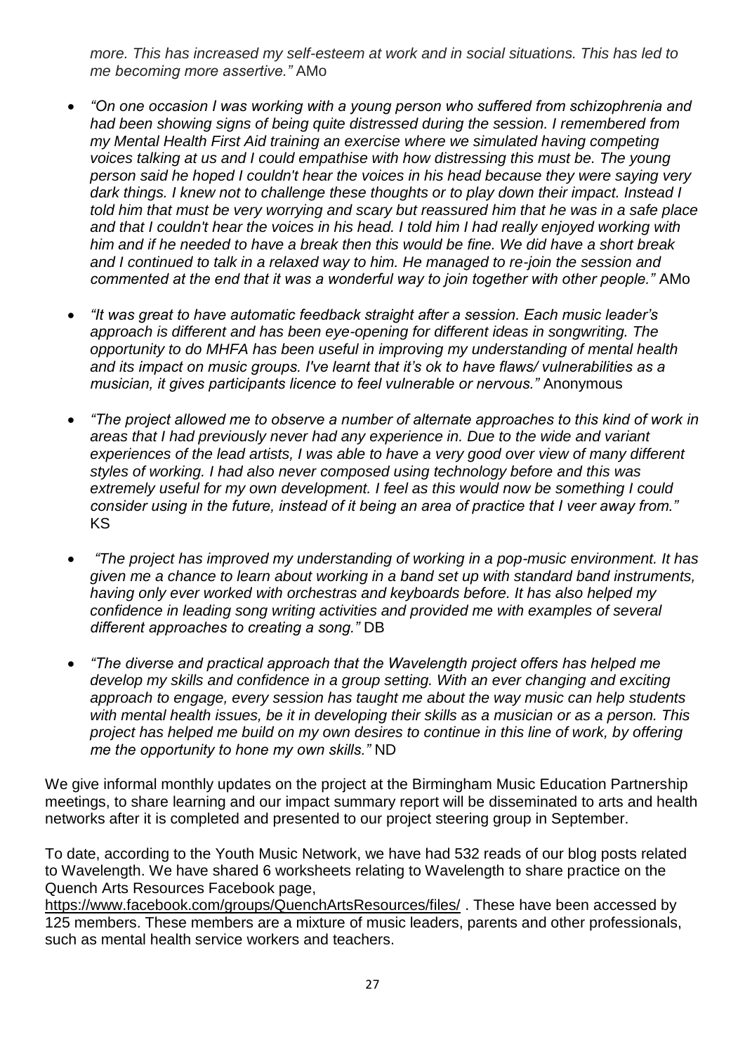*more. This has increased my self-esteem at work and in social situations. This has led to me becoming more assertive."* AMo

- *"On one occasion I was working with a young person who suffered from schizophrenia and had been showing signs of being quite distressed during the session. I remembered from my Mental Health First Aid training an exercise where we simulated having competing voices talking at us and I could empathise with how distressing this must be. The young person said he hoped I couldn't hear the voices in his head because they were saying very dark things. I knew not to challenge these thoughts or to play down their impact. Instead I told him that must be very worrying and scary but reassured him that he was in a safe place and that I couldn't hear the voices in his head. I told him I had really enjoyed working with him and if he needed to have a break then this would be fine. We did have a short break and I continued to talk in a relaxed way to him. He managed to re-join the session and commented at the end that it was a wonderful way to join together with other people."* AMo

- *"It was great to have automatic feedback straight after a session. Each music leader's approach is different and has been eye-opening for different ideas in songwriting. The opportunity to do MHFA has been useful in improving my understanding of mental health and its impact on music groups. I've learnt that it's ok to have flaws/ vulnerabilities as a musician, it gives participants licence to feel vulnerable or nervous."* Anonymous

- *"The project allowed me to observe a number of alternate approaches to this kind of work in areas that I had previously never had any experience in. Due to the wide and variant experiences of the lead artists, I was able to have a very good over view of many different styles of working. I had also never composed using technology before and this was extremely useful for my own development. I feel as this would now be something I could consider using in the future, instead of it being an area of practice that I veer away from."* KS

- *"The project has improved my understanding of working in a pop-music environment. It has given me a chance to learn about working in a band set up with standard band instruments, having only ever worked with orchestras and keyboards before. It has also helped my confidence in leading song writing activities and provided me with examples of several different approaches to creating a song."* DB

- *"The diverse and practical approach that the Wavelength project offers has helped me develop my skills and confidence in a group setting. With an ever changing and exciting approach to engage, every session has taught me about the way music can help students with mental health issues, be it in developing their skills as a musician or as a person. This project has helped me build on my own desires to continue in this line of work, by offering me the opportunity to hone my own skills."* ND

We give informal monthly updates on the project at the Birmingham Music Education Partnership meetings, to share learning and our impact summary report will be disseminated to arts and health networks after it is completed and presented to our project steering group in September.

To date, according to the Youth Music Network, we have had 532 reads of our blog posts related to Wavelength. We have shared 6 worksheets relating to Wavelength to share practice on the Quench Arts Resources Facebook page, https://www.facebook.com/groups/QuenchArtsResources/files/ . These have been accessed by 125 members. These members are a mixture of music leaders, parents and other professionals, such as mental health service workers and teachers.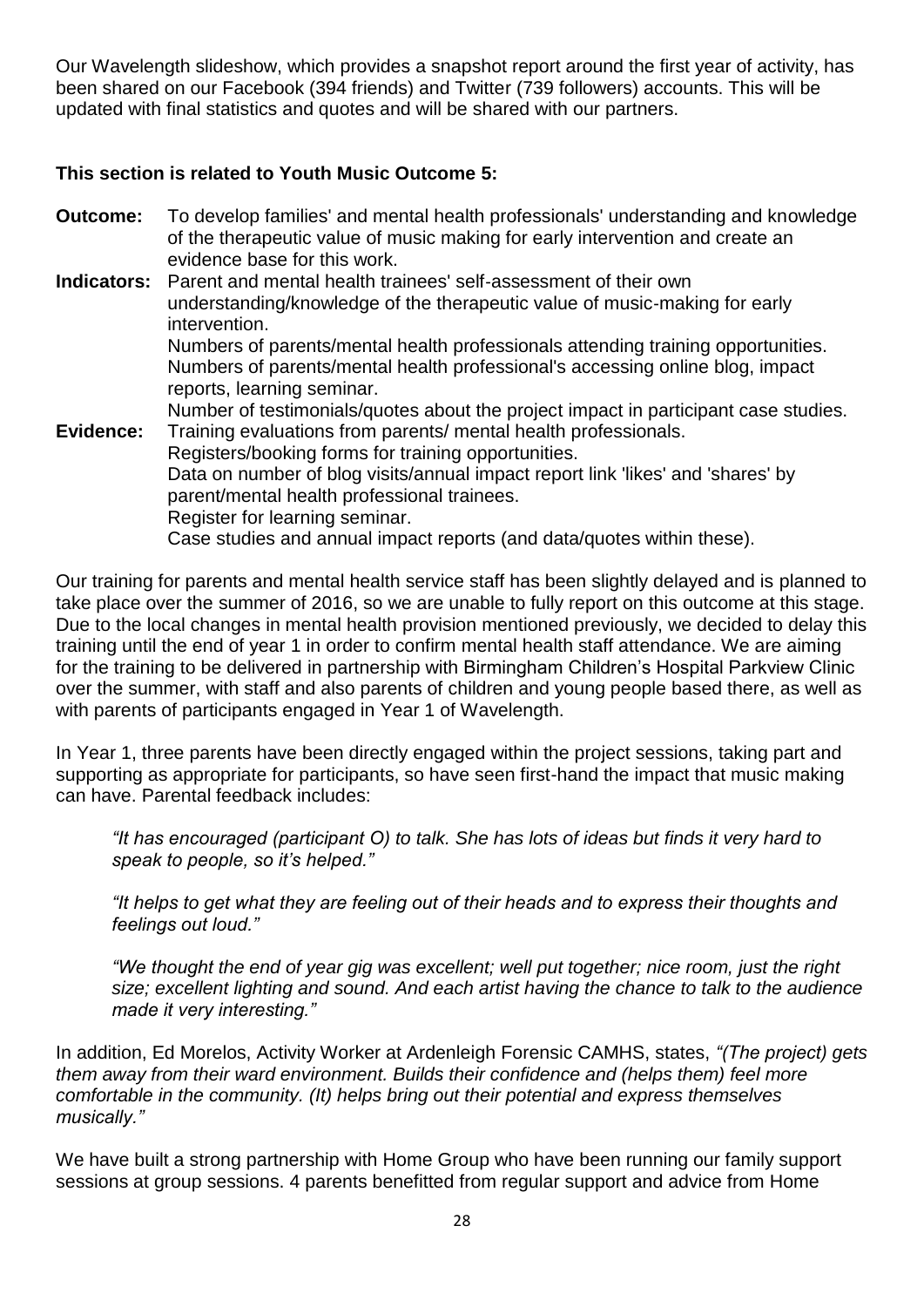Our Wavelength slideshow, which provides a snapshot report around the first year of activity, has been shared on our Facebook (394 friends) and Twitter (739 followers) accounts. This will be updated with final statistics and quotes and will be shared with our partners.

**This section is related to Youth Music Outcome 5:**

**Outcome:** To develop families' and mental health professionals' understanding and knowledge of the therapeutic value of music making for early intervention and create an evidence base for this work.

**Indicators:** Parent and mental health trainees' self-assessment of their own understanding/knowledge of the therapeutic value of music-making for early intervention.
Numbers of parents/mental health professionals attending training opportunities.
Numbers of parents/mental health professional's accessing online blog, impact reports, learning seminar.
Number of testimonials/quotes about the project impact in participant case studies.

**Evidence:** Training evaluations from parents/ mental health professionals.
Registers/booking forms for training opportunities.
Data on number of blog visits/annual impact report link 'likes' and 'shares' by parent/mental health professional trainees.
Register for learning seminar.
Case studies and annual impact reports (and data/quotes within these).

Our training for parents and mental health service staff has been slightly delayed and is planned to take place over the summer of 2016, so we are unable to fully report on this outcome at this stage. Due to the local changes in mental health provision mentioned previously, we decided to delay this training until the end of year 1 in order to confirm mental health staff attendance. We are aiming for the training to be delivered in partnership with Birmingham Children's Hospital Parkview Clinic over the summer, with staff and also parents of children and young people based there, as well as with parents of participants engaged in Year 1 of Wavelength.

In Year 1, three parents have been directly engaged within the project sessions, taking part and supporting as appropriate for participants, so have seen first-hand the impact that music making can have. Parental feedback includes:

> *"It has encouraged (participant O) to talk. She has lots of ideas but finds it very hard to speak to people, so it's helped."*
>
> *"It helps to get what they are feeling out of their heads and to express their thoughts and feelings out loud."*
>
> *"We thought the end of year gig was excellent; well put together; nice room, just the right size; excellent lighting and sound. And each artist having the chance to talk to the audience made it very interesting."*

In addition, Ed Morelos, Activity Worker at Ardenleigh Forensic CAMHS, states, *"(The project) gets them away from their ward environment. Builds their confidence and (helps them) feel more comfortable in the community. (It) helps bring out their potential and express themselves musically."*

We have built a strong partnership with Home Group who have been running our family support sessions at group sessions. 4 parents benefitted from regular support and advice from Home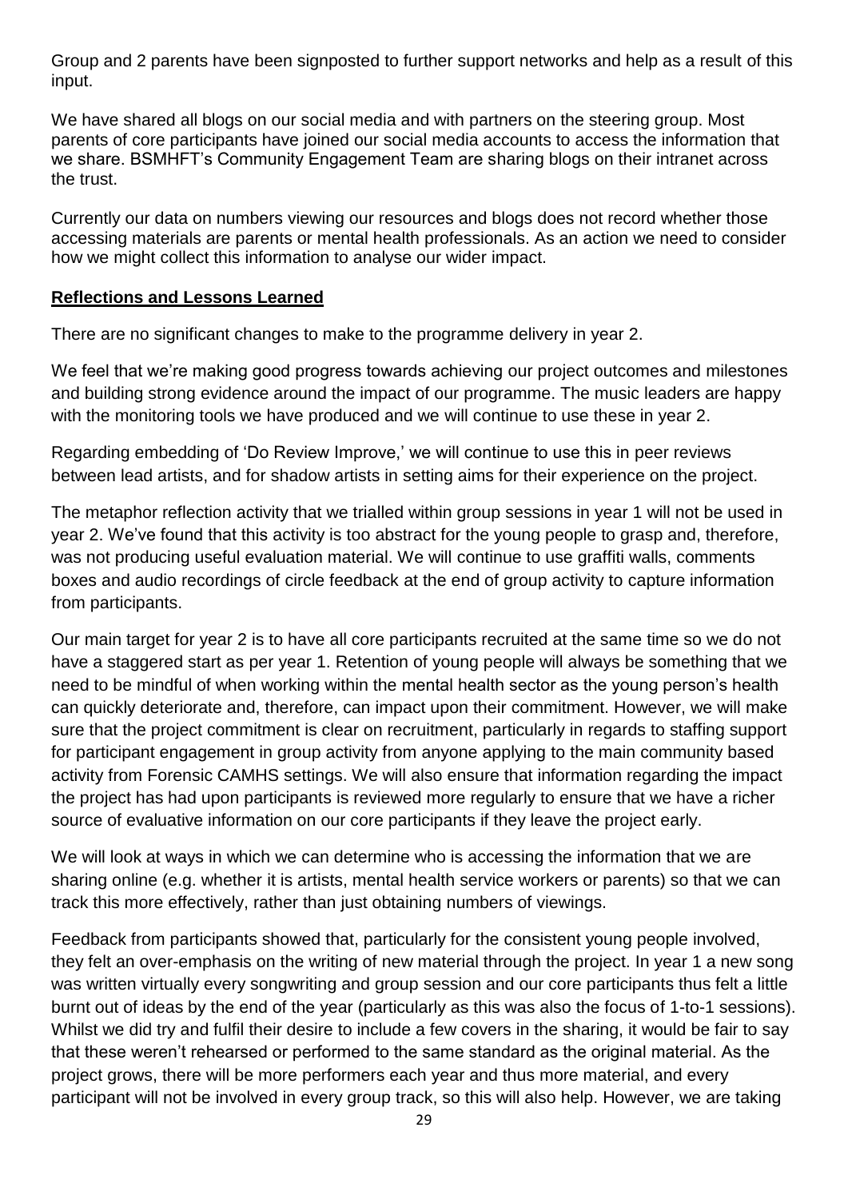Group and 2 parents have been signposted to further support networks and help as a result of this input.

We have shared all blogs on our social media and with partners on the steering group. Most parents of core participants have joined our social media accounts to access the information that we share. BSMHFT's Community Engagement Team are sharing blogs on their intranet across the trust.

Currently our data on numbers viewing our resources and blogs does not record whether those accessing materials are parents or mental health professionals. As an action we need to consider how we might collect this information to analyse our wider impact.

**Reflections and Lessons Learned**

There are no significant changes to make to the programme delivery in year 2.

We feel that we're making good progress towards achieving our project outcomes and milestones and building strong evidence around the impact of our programme. The music leaders are happy with the monitoring tools we have produced and we will continue to use these in year 2.

Regarding embedding of 'Do Review Improve,' we will continue to use this in peer reviews between lead artists, and for shadow artists in setting aims for their experience on the project.

The metaphor reflection activity that we trialled within group sessions in year 1 will not be used in year 2. We've found that this activity is too abstract for the young people to grasp and, therefore, was not producing useful evaluation material. We will continue to use graffiti walls, comments boxes and audio recordings of circle feedback at the end of group activity to capture information from participants.

Our main target for year 2 is to have all core participants recruited at the same time so we do not have a staggered start as per year 1. Retention of young people will always be something that we need to be mindful of when working within the mental health sector as the young person's health can quickly deteriorate and, therefore, can impact upon their commitment. However, we will make sure that the project commitment is clear on recruitment, particularly in regards to staffing support for participant engagement in group activity from anyone applying to the main community based activity from Forensic CAMHS settings. We will also ensure that information regarding the impact the project has had upon participants is reviewed more regularly to ensure that we have a richer source of evaluative information on our core participants if they leave the project early.

We will look at ways in which we can determine who is accessing the information that we are sharing online (e.g. whether it is artists, mental health service workers or parents) so that we can track this more effectively, rather than just obtaining numbers of viewings.

Feedback from participants showed that, particularly for the consistent young people involved, they felt an over-emphasis on the writing of new material through the project. In year 1 a new song was written virtually every songwriting and group session and our core participants thus felt a little burnt out of ideas by the end of the year (particularly as this was also the focus of 1-to-1 sessions). Whilst we did try and fulfil their desire to include a few covers in the sharing, it would be fair to say that these weren't rehearsed or performed to the same standard as the original material. As the project grows, there will be more performers each year and thus more material, and every participant will not be involved in every group track, so this will also help. However, we are taking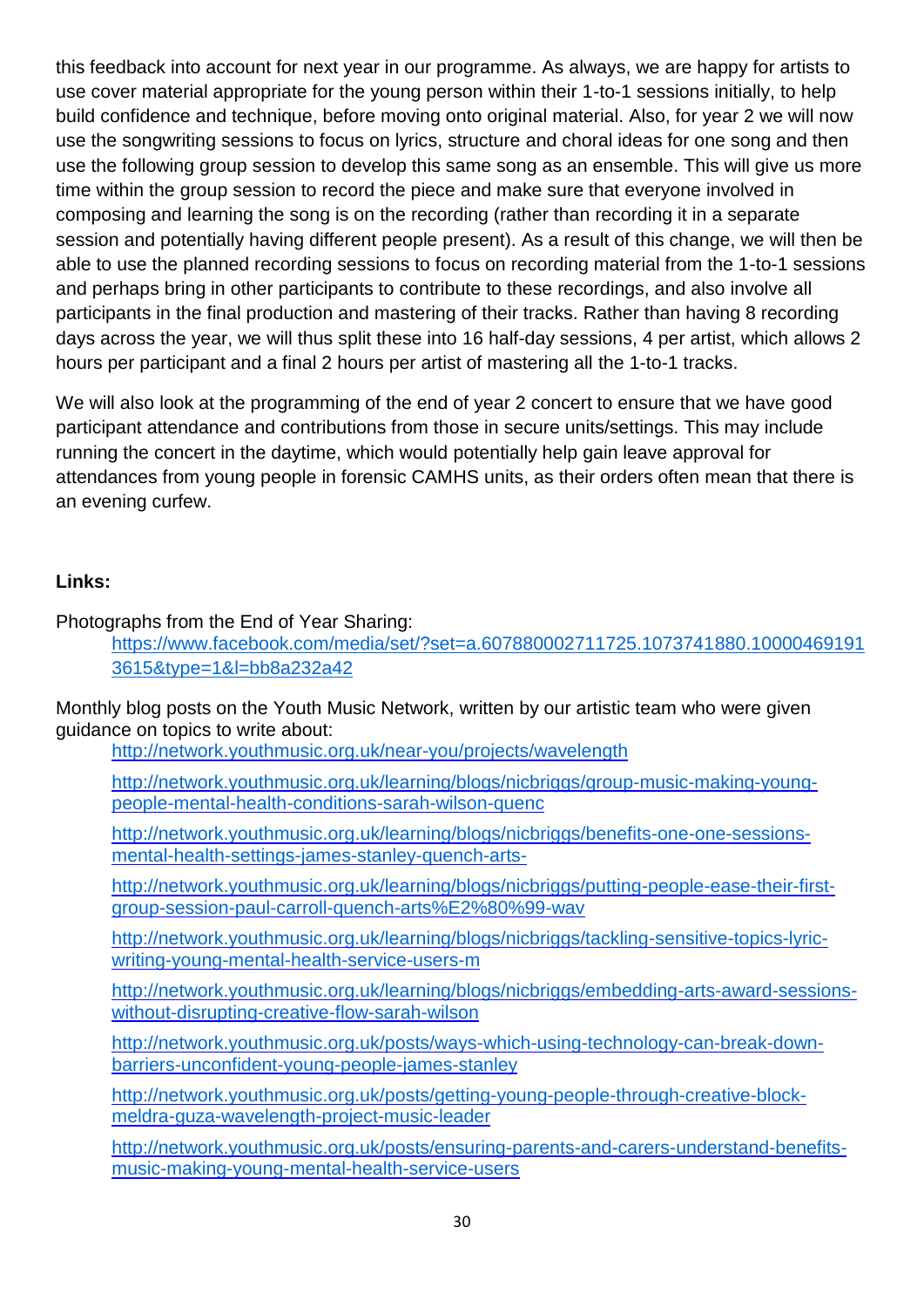this feedback into account for next year in our programme. As always, we are happy for artists to use cover material appropriate for the young person within their 1-to-1 sessions initially, to help build confidence and technique, before moving onto original material. Also, for year 2 we will now use the songwriting sessions to focus on lyrics, structure and choral ideas for one song and then use the following group session to develop this same song as an ensemble. This will give us more time within the group session to record the piece and make sure that everyone involved in composing and learning the song is on the recording (rather than recording it in a separate session and potentially having different people present). As a result of this change, we will then be able to use the planned recording sessions to focus on recording material from the 1-to-1 sessions and perhaps bring in other participants to contribute to these recordings, and also involve all participants in the final production and mastering of their tracks. Rather than having 8 recording days across the year, we will thus split these into 16 half-day sessions, 4 per artist, which allows 2 hours per participant and a final 2 hours per artist of mastering all the 1-to-1 tracks.

We will also look at the programming of the end of year 2 concert to ensure that we have good participant attendance and contributions from those in secure units/settings. This may include running the concert in the daytime, which would potentially help gain leave approval for attendances from young people in forensic CAMHS units, as their orders often mean that there is an evening curfew.

**Links:**

Photographs from the End of Year Sharing:

https://www.facebook.com/media/set/?set=a.607880002711725.1073741880.100004691913615&type=1&l=bb8a232a42

Monthly blog posts on the Youth Music Network, written by our artistic team who were given guidance on topics to write about:

http://network.youthmusic.org.uk/near-you/projects/wavelength

http://network.youthmusic.org.uk/learning/blogs/nicbriggs/group-music-making-young-people-mental-health-conditions-sarah-wilson-quenc

http://network.youthmusic.org.uk/learning/blogs/nicbriggs/benefits-one-one-sessions-mental-health-settings-james-stanley-quench-arts-

http://network.youthmusic.org.uk/learning/blogs/nicbriggs/putting-people-ease-their-first-group-session-paul-carroll-quench-arts%E2%80%99-wav

http://network.youthmusic.org.uk/learning/blogs/nicbriggs/tackling-sensitive-topics-lyric-writing-young-mental-health-service-users-m

http://network.youthmusic.org.uk/learning/blogs/nicbriggs/embedding-arts-award-sessions-without-disrupting-creative-flow-sarah-wilson

http://network.youthmusic.org.uk/posts/ways-which-using-technology-can-break-down-barriers-unconfident-young-people-james-stanley

http://network.youthmusic.org.uk/posts/getting-young-people-through-creative-block-meldra-guza-wavelength-project-music-leader

http://network.youthmusic.org.uk/posts/ensuring-parents-and-carers-understand-benefits-music-making-young-mental-health-service-users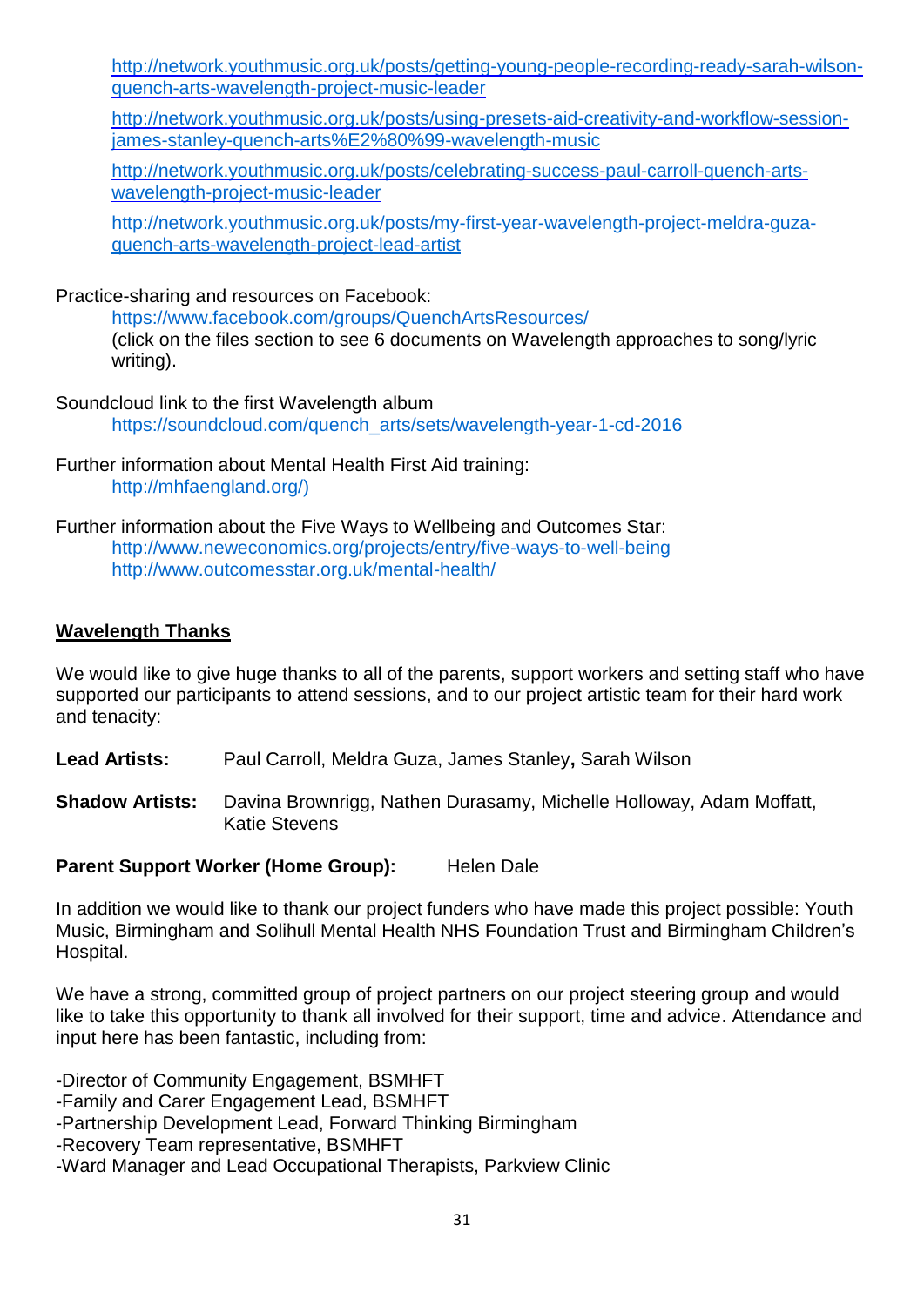[http://network.youthmusic.org.uk/posts/getting-young-people-recording-ready-sarah-wilson-quench-arts-wavelength-project-music-leader](http://network.youthmusic.org.uk/posts/getting-young-people-recording-ready-sarah-wilson-quench-arts-wavelength-project-music-leader)

[http://network.youthmusic.org.uk/posts/using-presets-aid-creativity-and-workflow-session-james-stanley-quench-arts%E2%80%99-wavelength-music](http://network.youthmusic.org.uk/posts/using-presets-aid-creativity-and-workflow-session-james-stanley-quench-arts%E2%80%99-wavelength-music)

[http://network.youthmusic.org.uk/posts/celebrating-success-paul-carroll-quench-arts-wavelength-project-music-leader](http://network.youthmusic.org.uk/posts/celebrating-success-paul-carroll-quench-arts-wavelength-project-music-leader)

[http://network.youthmusic.org.uk/posts/my-first-year-wavelength-project-meldra-guza-quench-arts-wavelength-project-lead-artist](http://network.youthmusic.org.uk/posts/my-first-year-wavelength-project-meldra-guza-quench-arts-wavelength-project-lead-artist)

Practice-sharing and resources on Facebook:

[https://www.facebook.com/groups/QuenchArtsResources/](https://www.facebook.com/groups/QuenchArtsResources/)
(click on the files section to see 6 documents on Wavelength approaches to song/lyric writing).

Soundcloud link to the first Wavelength album

[https://soundcloud.com/quench_arts/sets/wavelength-year-1-cd-2016](https://soundcloud.com/quench_arts/sets/wavelength-year-1-cd-2016)

Further information about Mental Health First Aid training:

http://mhfaengland.org/)

Further information about the Five Ways to Wellbeing and Outcomes Star:

http://www.neweconomics.org/projects/entry/five-ways-to-well-being
http://www.outcomesstar.org.uk/mental-health/

## Wavelength Thanks

We would like to give huge thanks to all of the parents, support workers and setting staff who have supported our participants to attend sessions, and to our project artistic team for their hard work and tenacity:

**Lead Artists:** Paul Carroll, Meldra Guza, James Stanley, Sarah Wilson

**Shadow Artists:** Davina Brownrigg, Nathen Durasamy, Michelle Holloway, Adam Moffatt, Katie Stevens

**Parent Support Worker (Home Group):** Helen Dale

In addition we would like to thank our project funders who have made this project possible: Youth Music, Birmingham and Solihull Mental Health NHS Foundation Trust and Birmingham Children's Hospital.

We have a strong, committed group of project partners on our project steering group and would like to take this opportunity to thank all involved for their support, time and advice. Attendance and input here has been fantastic, including from:

-Director of Community Engagement, BSMHFT
-Family and Carer Engagement Lead, BSMHFT
-Partnership Development Lead, Forward Thinking Birmingham
-Recovery Team representative, BSMHFT
-Ward Manager and Lead Occupational Therapists, Parkview Clinic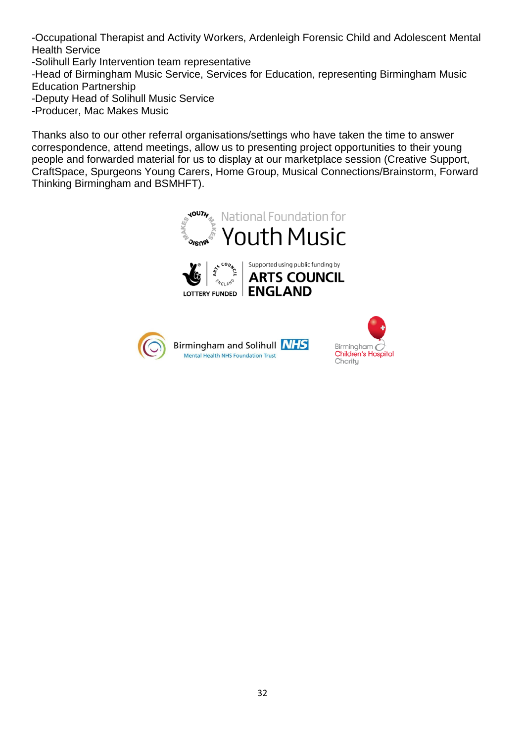-Occupational Therapist and Activity Workers, Ardenleigh Forensic Child and Adolescent Mental Health Service
-Solihull Early Intervention team representative
-Head of Birmingham Music Service, Services for Education, representing Birmingham Music Education Partnership
-Deputy Head of Solihull Music Service
-Producer, Mac Makes Music

Thanks also to our other referral organisations/settings who have taken the time to answer correspondence, attend meetings, allow us to presenting project opportunities to their young people and forwarded material for us to display at our marketplace session (Creative Support, CraftSpace, Spurgeons Young Carers, Home Group, Musical Connections/Brainstorm, Forward Thinking Birmingham and BSMHFT).

National Foundation for Youth Music

LOTTERY FUNDED

Supported using public funding by ARTS COUNCIL ENGLAND

Birmingham and Solihull NHS Mental Health NHS Foundation Trust

Birmingham Children's Hospital Charity